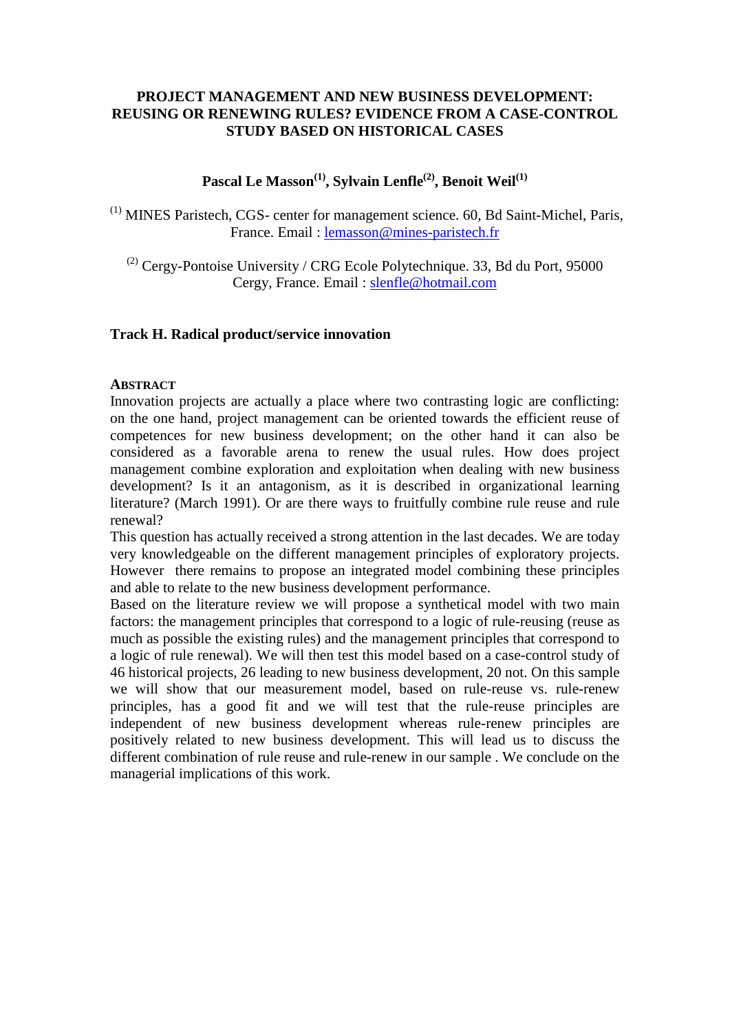# PROJECT MANAGEMENT AND NEW BUSINESS DEVELOPMENT: REUSING OR RENEWING RULES? EVIDENCE FROM A CASE-CONTROL STUDY BASED ON HISTORICAL CASES

**Pascal Le Masson[(1)], Sylvain Lenfle[(2)], Benoit Weil[(1)]**

[(1)] MINES Paristech, CGS- center for management science. 60, Bd Saint-Michel, Paris, France. Email : lemasson@mines-paristech.fr

[(2)] Cergy-Pontoise University / CRG Ecole Polytechnique. 33, Bd du Port, 95000 Cergy, France. Email : slenfle@hotmail.com

**Track H. Radical product/service innovation**

## ABSTRACT

Innovation projects are actually a place where two contrasting logic are conflicting: on the one hand, project management can be oriented towards the efficient reuse of competences for new business development; on the other hand it can also be considered as a favorable arena to renew the usual rules. How does project management combine exploration and exploitation when dealing with new business development? Is it an antagonism, as it is described in organizational learning literature? (March 1991). Or are there ways to fruitfully combine rule reuse and rule renewal?

This question has actually received a strong attention in the last decades. We are today very knowledgeable on the different management principles of exploratory projects. However there remains to propose an integrated model combining these principles and able to relate to the new business development performance.

Based on the literature review we will propose a synthetical model with two main factors: the management principles that correspond to a logic of rule-reusing (reuse as much as possible the existing rules) and the management principles that correspond to a logic of rule renewal). We will then test this model based on a case-control study of 46 historical projects, 26 leading to new business development, 20 not. On this sample we will show that our measurement model, based on rule-reuse vs. rule-renew principles, has a good fit and we will test that the rule-reuse principles are independent of new business development whereas rule-renew principles are positively related to new business development. This will lead us to discuss the different combination of rule reuse and rule-renew in our sample . We conclude on the managerial implications of this work.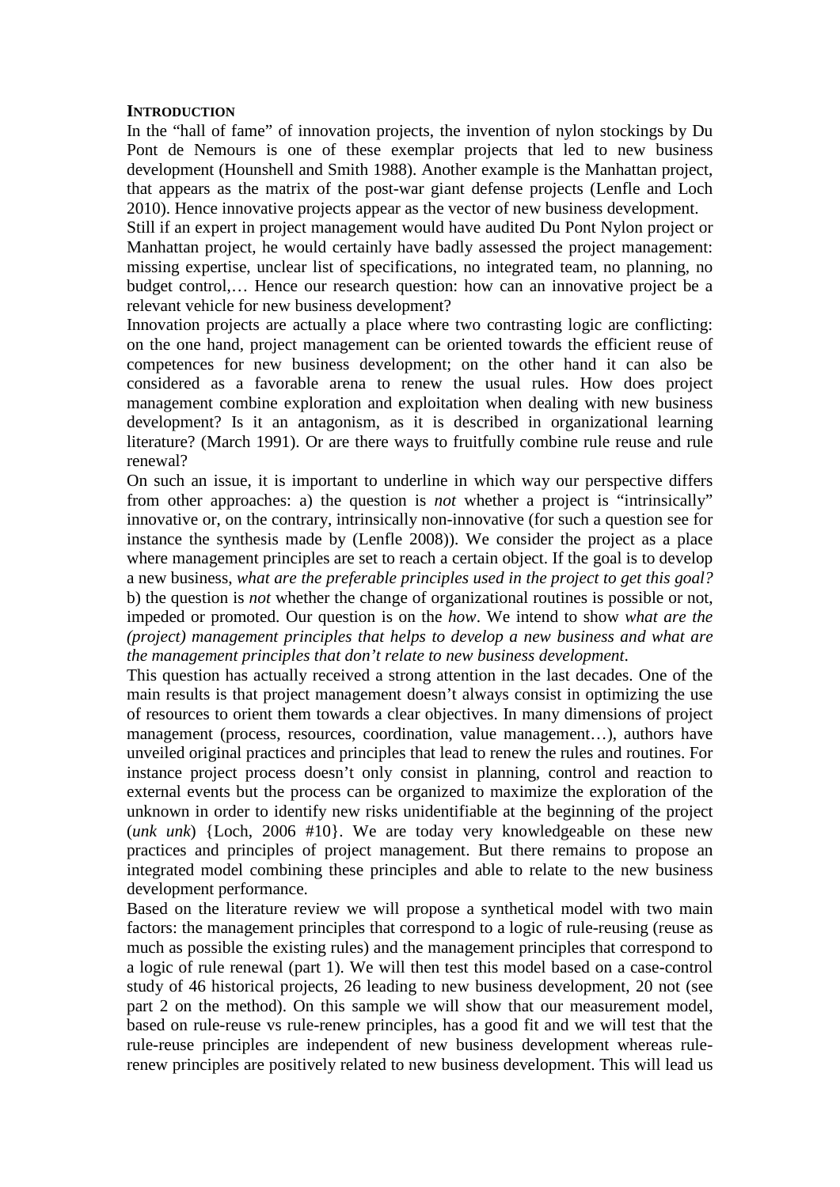## INTRODUCTION

In the "hall of fame" of innovation projects, the invention of nylon stockings by Du Pont de Nemours is one of these exemplar projects that led to new business development (Hounshell and Smith 1988). Another example is the Manhattan project, that appears as the matrix of the post-war giant defense projects (Lenfle and Loch 2010). Hence innovative projects appear as the vector of new business development.

Still if an expert in project management would have audited Du Pont Nylon project or Manhattan project, he would certainly have badly assessed the project management: missing expertise, unclear list of specifications, no integrated team, no planning, no budget control,… Hence our research question: how can an innovative project be a relevant vehicle for new business development?

Innovation projects are actually a place where two contrasting logic are conflicting: on the one hand, project management can be oriented towards the efficient reuse of competences for new business development; on the other hand it can also be considered as a favorable arena to renew the usual rules. How does project management combine exploration and exploitation when dealing with new business development? Is it an antagonism, as it is described in organizational learning literature? (March 1991). Or are there ways to fruitfully combine rule reuse and rule renewal?

On such an issue, it is important to underline in which way our perspective differs from other approaches: a) the question is *not* whether a project is "intrinsically" innovative or, on the contrary, intrinsically non-innovative (for such a question see for instance the synthesis made by (Lenfle 2008)). We consider the project as a place where management principles are set to reach a certain object. If the goal is to develop a new business, *what are the preferable principles used in the project to get this goal?* b) the question is *not* whether the change of organizational routines is possible or not, impeded or promoted. Our question is on the *how*. We intend to show *what are the (project) management principles that helps to develop a new business and what are the management principles that don't relate to new business development*.

This question has actually received a strong attention in the last decades. One of the main results is that project management doesn't always consist in optimizing the use of resources to orient them towards a clear objectives. In many dimensions of project management (process, resources, coordination, value management…), authors have unveiled original practices and principles that lead to renew the rules and routines. For instance project process doesn't only consist in planning, control and reaction to external events but the process can be organized to maximize the exploration of the unknown in order to identify new risks unidentifiable at the beginning of the project (*unk unk*) {Loch, 2006 #10}. We are today very knowledgeable on these new practices and principles of project management. But there remains to propose an integrated model combining these principles and able to relate to the new business development performance.

Based on the literature review we will propose a synthetical model with two main factors: the management principles that correspond to a logic of rule-reusing (reuse as much as possible the existing rules) and the management principles that correspond to a logic of rule renewal (part 1). We will then test this model based on a case-control study of 46 historical projects, 26 leading to new business development, 20 not (see part 2 on the method). On this sample we will show that our measurement model, based on rule-reuse vs rule-renew principles, has a good fit and we will test that the rule-reuse principles are independent of new business development whereas rule-renew principles are positively related to new business development. This will lead us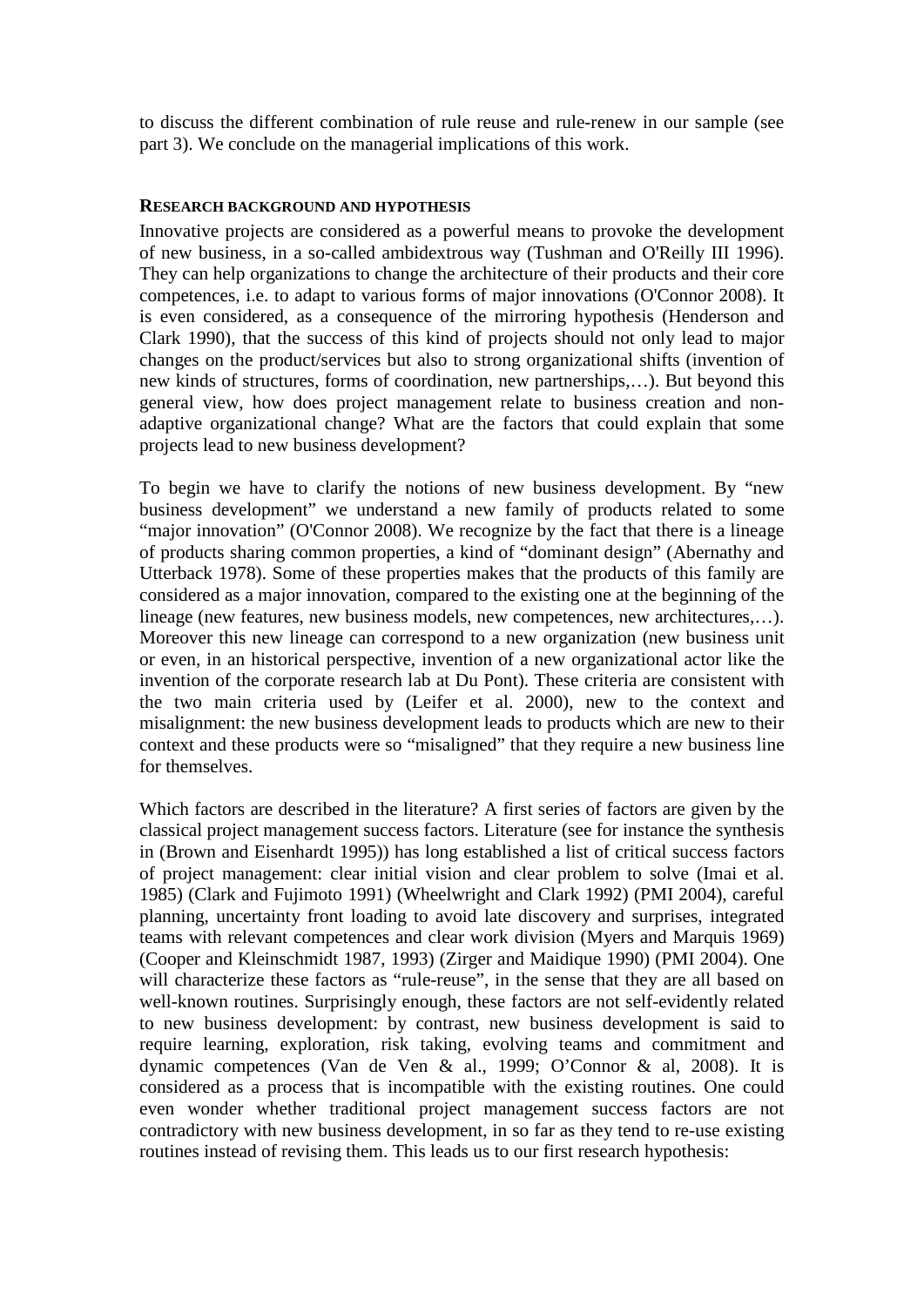to discuss the different combination of rule reuse and rule-renew in our sample (see part 3). We conclude on the managerial implications of this work.

## RESEARCH BACKGROUND AND HYPOTHESIS

Innovative projects are considered as a powerful means to provoke the development of new business, in a so-called ambidextrous way (Tushman and O'Reilly III 1996). They can help organizations to change the architecture of their products and their core competences, i.e. to adapt to various forms of major innovations (O'Connor 2008). It is even considered, as a consequence of the mirroring hypothesis (Henderson and Clark 1990), that the success of this kind of projects should not only lead to major changes on the product/services but also to strong organizational shifts (invention of new kinds of structures, forms of coordination, new partnerships,…). But beyond this general view, how does project management relate to business creation and non-adaptive organizational change? What are the factors that could explain that some projects lead to new business development?

To begin we have to clarify the notions of new business development. By "new business development" we understand a new family of products related to some "major innovation" (O'Connor 2008). We recognize by the fact that there is a lineage of products sharing common properties, a kind of "dominant design" (Abernathy and Utterback 1978). Some of these properties makes that the products of this family are considered as a major innovation, compared to the existing one at the beginning of the lineage (new features, new business models, new competences, new architectures,…). Moreover this new lineage can correspond to a new organization (new business unit or even, in an historical perspective, invention of a new organizational actor like the invention of the corporate research lab at Du Pont). These criteria are consistent with the two main criteria used by (Leifer et al. 2000), new to the context and misalignment: the new business development leads to products which are new to their context and these products were so "misaligned" that they require a new business line for themselves.

Which factors are described in the literature? A first series of factors are given by the classical project management success factors. Literature (see for instance the synthesis in (Brown and Eisenhardt 1995)) has long established a list of critical success factors of project management: clear initial vision and clear problem to solve (Imai et al. 1985) (Clark and Fujimoto 1991) (Wheelwright and Clark 1992) (PMI 2004), careful planning, uncertainty front loading to avoid late discovery and surprises, integrated teams with relevant competences and clear work division (Myers and Marquis 1969) (Cooper and Kleinschmidt 1987, 1993) (Zirger and Maidique 1990) (PMI 2004). One will characterize these factors as "rule-reuse", in the sense that they are all based on well-known routines. Surprisingly enough, these factors are not self-evidently related to new business development: by contrast, new business development is said to require learning, exploration, risk taking, evolving teams and commitment and dynamic competences (Van de Ven & al., 1999; O'Connor & al, 2008). It is considered as a process that is incompatible with the existing routines. One could even wonder whether traditional project management success factors are not contradictory with new business development, in so far as they tend to re-use existing routines instead of revising them. This leads us to our first research hypothesis: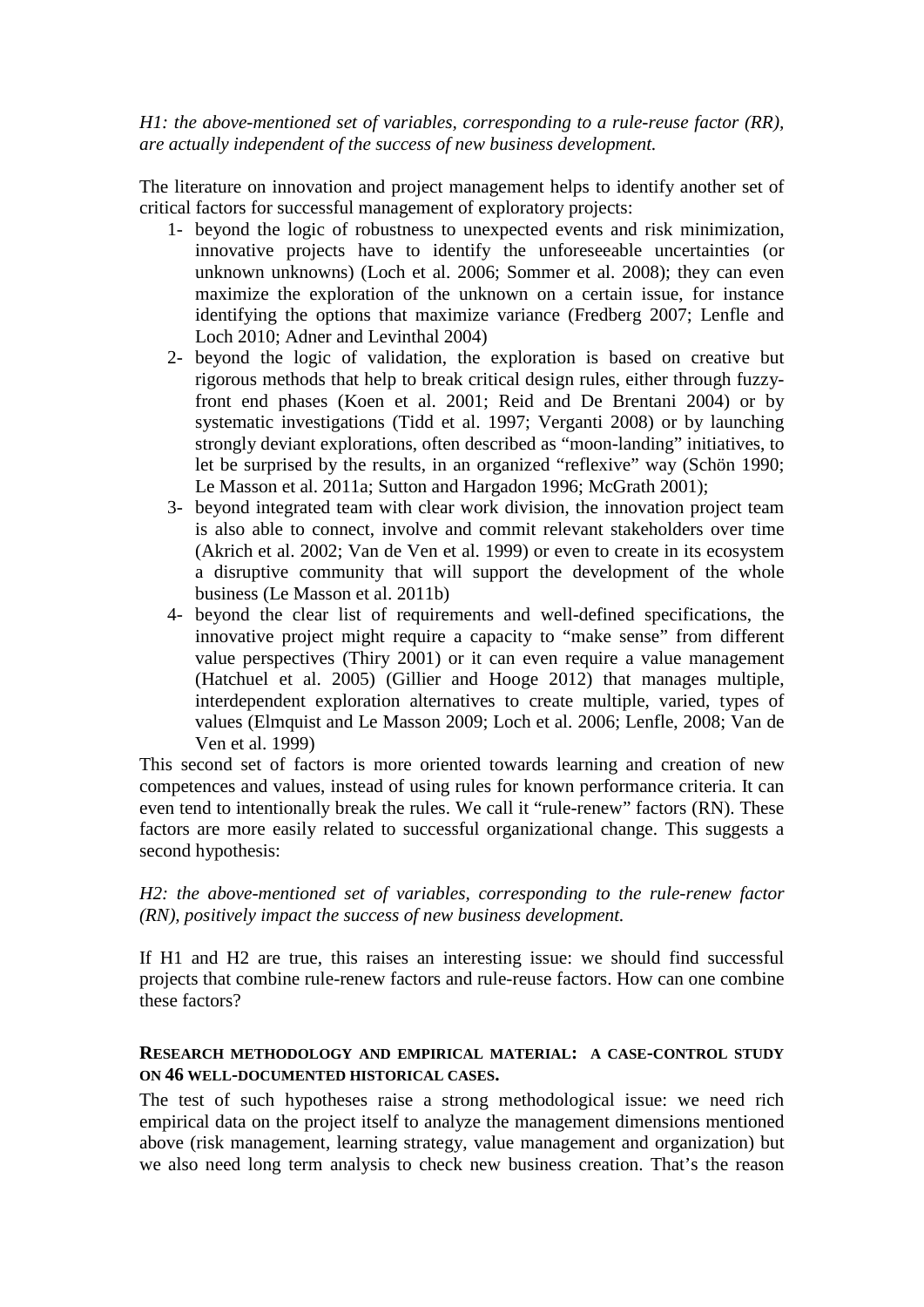*H1: the above-mentioned set of variables, corresponding to a rule-reuse factor (RR), are actually independent of the success of new business development.*

The literature on innovation and project management helps to identify another set of critical factors for successful management of exploratory projects:

1- beyond the logic of robustness to unexpected events and risk minimization, innovative projects have to identify the unforeseeable uncertainties (or unknown unknowns) (Loch et al. 2006; Sommer et al. 2008); they can even maximize the exploration of the unknown on a certain issue, for instance identifying the options that maximize variance (Fredberg 2007; Lenfle and Loch 2010; Adner and Levinthal 2004)

2- beyond the logic of validation, the exploration is based on creative but rigorous methods that help to break critical design rules, either through fuzzy-front end phases (Koen et al. 2001; Reid and De Brentani 2004) or by systematic investigations (Tidd et al. 1997; Verganti 2008) or by launching strongly deviant explorations, often described as "moon-landing" initiatives, to let be surprised by the results, in an organized "reflexive" way (Schön 1990; Le Masson et al. 2011a; Sutton and Hargadon 1996; McGrath 2001);

3- beyond integrated team with clear work division, the innovation project team is also able to connect, involve and commit relevant stakeholders over time (Akrich et al. 2002; Van de Ven et al. 1999) or even to create in its ecosystem a disruptive community that will support the development of the whole business (Le Masson et al. 2011b)

4- beyond the clear list of requirements and well-defined specifications, the innovative project might require a capacity to "make sense" from different value perspectives (Thiry 2001) or it can even require a value management (Hatchuel et al. 2005) (Gillier and Hooge 2012) that manages multiple, interdependent exploration alternatives to create multiple, varied, types of values (Elmquist and Le Masson 2009; Loch et al. 2006; Lenfle, 2008; Van de Ven et al. 1999)

This second set of factors is more oriented towards learning and creation of new competences and values, instead of using rules for known performance criteria. It can even tend to intentionally break the rules. We call it "rule-renew" factors (RN). These factors are more easily related to successful organizational change. This suggests a second hypothesis:

*H2: the above-mentioned set of variables, corresponding to the rule-renew factor (RN), positively impact the success of new business development.*

If H1 and H2 are true, this raises an interesting issue: we should find successful projects that combine rule-renew factors and rule-reuse factors. How can one combine these factors?

## RESEARCH METHODOLOGY AND EMPIRICAL MATERIAL: A CASE-CONTROL STUDY ON 46 WELL-DOCUMENTED HISTORICAL CASES.

The test of such hypotheses raise a strong methodological issue: we need rich empirical data on the project itself to analyze the management dimensions mentioned above (risk management, learning strategy, value management and organization) but we also need long term analysis to check new business creation. That's the reason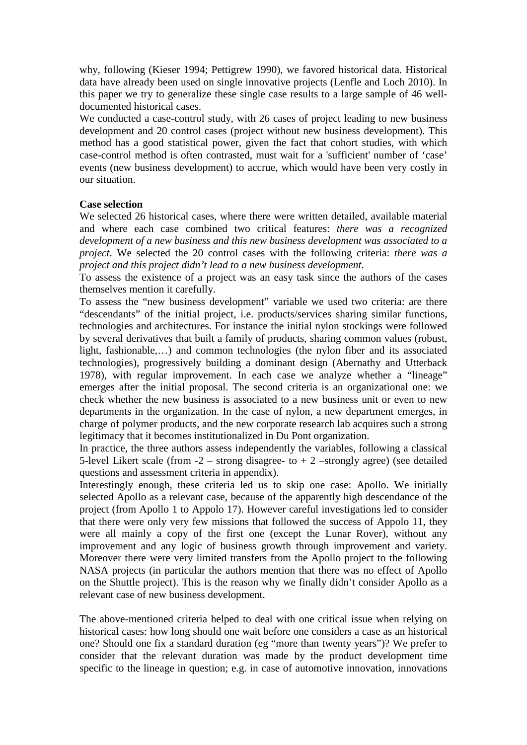why, following (Kieser 1994; Pettigrew 1990), we favored historical data. Historical data have already been used on single innovative projects (Lenfle and Loch 2010). In this paper we try to generalize these single case results to a large sample of 46 well-documented historical cases.

We conducted a case-control study, with 26 cases of project leading to new business development and 20 control cases (project without new business development). This method has a good statistical power, given the fact that cohort studies, with which case-control method is often contrasted, must wait for a 'sufficient' number of 'case' events (new business development) to accrue, which would have been very costly in our situation.

**Case selection**

We selected 26 historical cases, where there were written detailed, available material and where each case combined two critical features: *there was a recognized development of a new business and this new business development was associated to a project*. We selected the 20 control cases with the following criteria: *there was a project and this project didn't lead to a new business development*.

To assess the existence of a project was an easy task since the authors of the cases themselves mention it carefully.

To assess the "new business development" variable we used two criteria: are there "descendants" of the initial project, i.e. products/services sharing similar functions, technologies and architectures. For instance the initial nylon stockings were followed by several derivatives that built a family of products, sharing common values (robust, light, fashionable,…) and common technologies (the nylon fiber and its associated technologies), progressively building a dominant design (Abernathy and Utterback 1978), with regular improvement. In each case we analyze whether a "lineage" emerges after the initial proposal. The second criteria is an organizational one: we check whether the new business is associated to a new business unit or even to new departments in the organization. In the case of nylon, a new department emerges, in charge of polymer products, and the new corporate research lab acquires such a strong legitimacy that it becomes institutionalized in Du Pont organization.

In practice, the three authors assess independently the variables, following a classical 5-level Likert scale (from -2 – strong disagree- to + 2 –strongly agree) (see detailed questions and assessment criteria in appendix).

Interestingly enough, these criteria led us to skip one case: Apollo. We initially selected Apollo as a relevant case, because of the apparently high descendance of the project (from Apollo 1 to Appolo 17). However careful investigations led to consider that there were only very few missions that followed the success of Appolo 11, they were all mainly a copy of the first one (except the Lunar Rover), without any improvement and any logic of business growth through improvement and variety. Moreover there were very limited transfers from the Apollo project to the following NASA projects (in particular the authors mention that there was no effect of Apollo on the Shuttle project). This is the reason why we finally didn't consider Apollo as a relevant case of new business development.

The above-mentioned criteria helped to deal with one critical issue when relying on historical cases: how long should one wait before one considers a case as an historical one? Should one fix a standard duration (eg "more than twenty years")? We prefer to consider that the relevant duration was made by the product development time specific to the lineage in question; e.g. in case of automotive innovation, innovations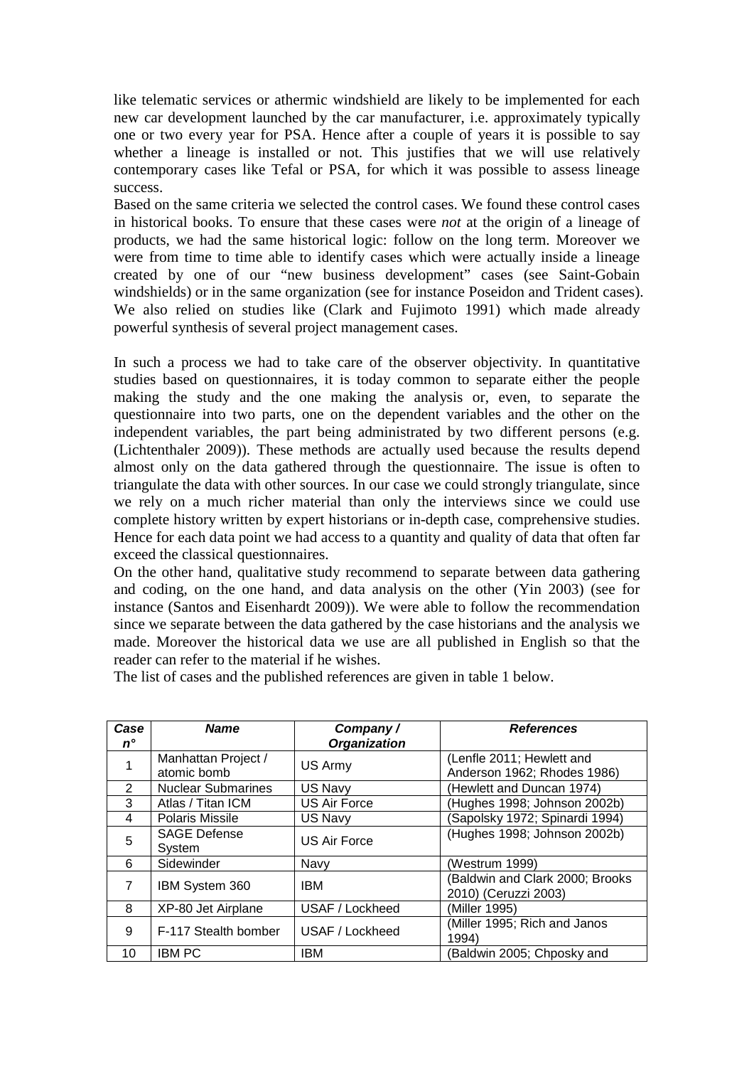like telematic services or athermic windshield are likely to be implemented for each new car development launched by the car manufacturer, i.e. approximately typically one or two every year for PSA. Hence after a couple of years it is possible to say whether a lineage is installed or not. This justifies that we will use relatively contemporary cases like Tefal or PSA, for which it was possible to assess lineage success.

Based on the same criteria we selected the control cases. We found these control cases in historical books. To ensure that these cases were *not* at the origin of a lineage of products, we had the same historical logic: follow on the long term. Moreover we were from time to time able to identify cases which were actually inside a lineage created by one of our "new business development" cases (see Saint-Gobain windshields) or in the same organization (see for instance Poseidon and Trident cases). We also relied on studies like (Clark and Fujimoto 1991) which made already powerful synthesis of several project management cases.

In such a process we had to take care of the observer objectivity. In quantitative studies based on questionnaires, it is today common to separate either the people making the study and the one making the analysis or, even, to separate the questionnaire into two parts, one on the dependent variables and the other on the independent variables, the part being administrated by two different persons (e.g. (Lichtenthaler 2009)). These methods are actually used because the results depend almost only on the data gathered through the questionnaire. The issue is often to triangulate the data with other sources. In our case we could strongly triangulate, since we rely on a much richer material than only the interviews since we could use complete history written by expert historians or in-depth case, comprehensive studies. Hence for each data point we had access to a quantity and quality of data that often far exceed the classical questionnaires.

On the other hand, qualitative study recommend to separate between data gathering and coding, on the one hand, and data analysis on the other (Yin 2003) (see for instance (Santos and Eisenhardt 2009)). We were able to follow the recommendation since we separate between the data gathered by the case historians and the analysis we made. Moreover the historical data we use are all published in English so that the reader can refer to the material if he wishes.

The list of cases and the published references are given in table 1 below.

| *Case n°* | *Name* | *Company / Organization* | *References* |
|---|---|---|---|
| 1 | Manhattan Project / atomic bomb | US Army | (Lenfle 2011; Hewlett and Anderson 1962; Rhodes 1986) |
| 2 | Nuclear Submarines | US Navy | (Hewlett and Duncan 1974) |
| 3 | Atlas / Titan ICM | US Air Force | (Hughes 1998; Johnson 2002b) |
| 4 | Polaris Missile | US Navy | (Sapolsky 1972; Spinardi 1994) |
| 5 | SAGE Defense System | US Air Force | (Hughes 1998; Johnson 2002b) |
| 6 | Sidewinder | Navy | (Westrum 1999) |
| 7 | IBM System 360 | IBM | (Baldwin and Clark 2000; Brooks 2010) (Ceruzzi 2003) |
| 8 | XP-80 Jet Airplane | USAF / Lockheed | (Miller 1995) |
| 9 | F-117 Stealth bomber | USAF / Lockheed | (Miller 1995; Rich and Janos 1994) |
| 10 | IBM PC | IBM | (Baldwin 2005; Chposky and |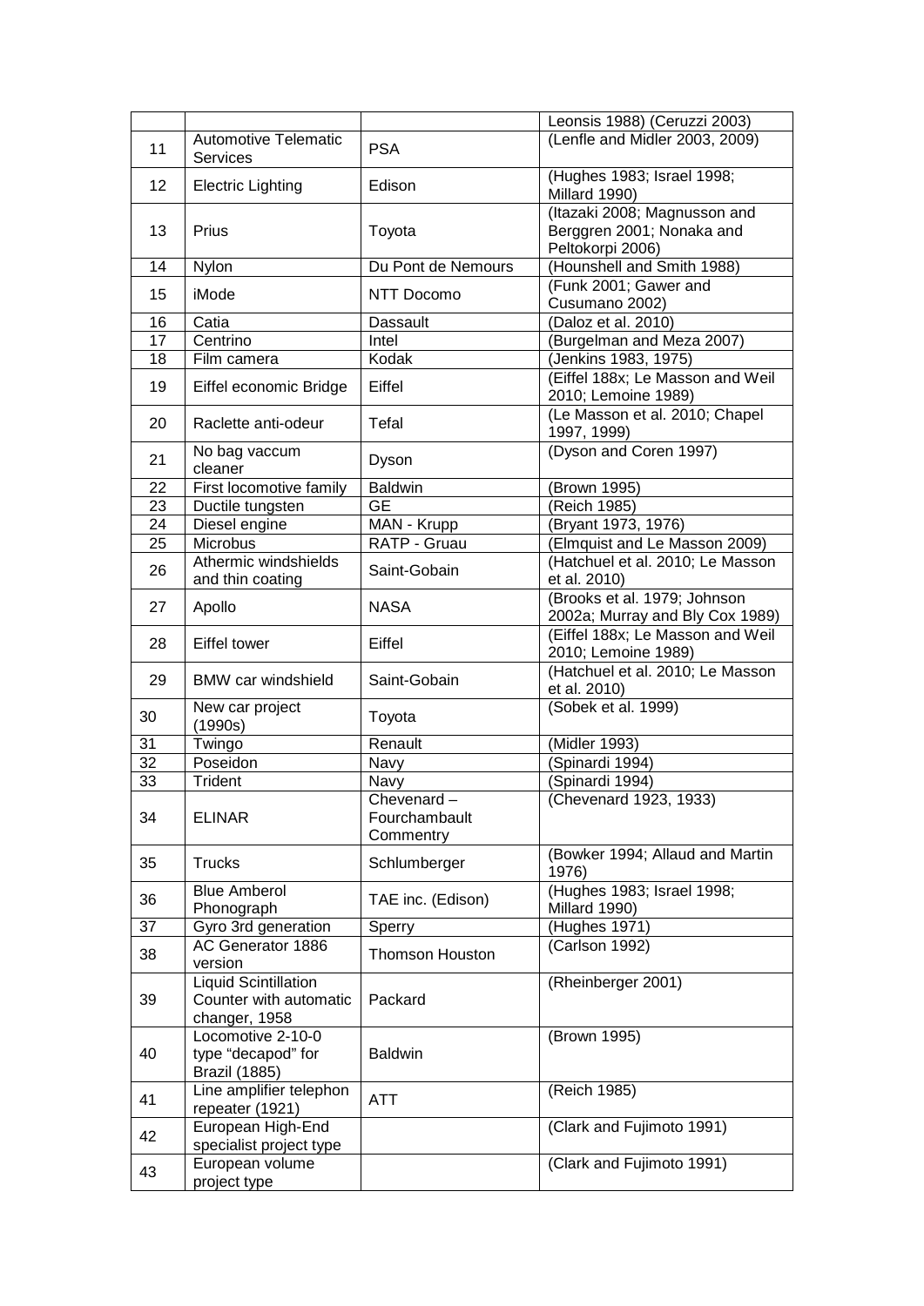| | | | |
|---|---|---|---|
| | | | Leonsis 1988) (Ceruzzi 2003) |
| 11 | Automotive Telematic Services | PSA | (Lenfle and Midler 2003, 2009) |
| 12 | Electric Lighting | Edison | (Hughes 1983; Israel 1998; Millard 1990) |
| 13 | Prius | Toyota | (Itazaki 2008; Magnusson and Berggren 2001; Nonaka and Peltokorpi 2006) |
| 14 | Nylon | Du Pont de Nemours | (Hounshell and Smith 1988) |
| 15 | iMode | NTT Docomo | (Funk 2001; Gawer and Cusumano 2002) |
| 16 | Catia | Dassault | (Daloz et al. 2010) |
| 17 | Centrino | Intel | (Burgelman and Meza 2007) |
| 18 | Film camera | Kodak | (Jenkins 1983, 1975) |
| 19 | Eiffel economic Bridge | Eiffel | (Eiffel 188x; Le Masson and Weil 2010; Lemoine 1989) |
| 20 | Raclette anti-odeur | Tefal | (Le Masson et al. 2010; Chapel 1997, 1999) |
| 21 | No bag vaccum cleaner | Dyson | (Dyson and Coren 1997) |
| 22 | First locomotive family | Baldwin | (Brown 1995) |
| 23 | Ductile tungsten | GE | (Reich 1985) |
| 24 | Diesel engine | MAN - Krupp | (Bryant 1973, 1976) |
| 25 | Microbus | RATP - Gruau | (Elmquist and Le Masson 2009) |
| 26 | Athermic windshields and thin coating | Saint-Gobain | (Hatchuel et al. 2010; Le Masson et al. 2010) |
| 27 | Apollo | NASA | (Brooks et al. 1979; Johnson 2002a; Murray and Bly Cox 1989) |
| 28 | Eiffel tower | Eiffel | (Eiffel 188x; Le Masson and Weil 2010; Lemoine 1989) |
| 29 | BMW car windshield | Saint-Gobain | (Hatchuel et al. 2010; Le Masson et al. 2010) |
| 30 | New car project (1990s) | Toyota | (Sobek et al. 1999) |
| 31 | Twingo | Renault | (Midler 1993) |
| 32 | Poseidon | Navy | (Spinardi 1994) |
| 33 | Trident | Navy | (Spinardi 1994) |
| 34 | ELINAR | Chevenard – Fourchambault Commentry | (Chevenard 1923, 1933) |
| 35 | Trucks | Schlumberger | (Bowker 1994; Allaud and Martin 1976) |
| 36 | Blue Amberol Phonograph | TAE inc. (Edison) | (Hughes 1983; Israel 1998; Millard 1990) |
| 37 | Gyro 3rd generation | Sperry | (Hughes 1971) |
| 38 | AC Generator 1886 version | Thomson Houston | (Carlson 1992) |
| 39 | Liquid Scintillation Counter with automatic changer, 1958 | Packard | (Rheinberger 2001) |
| 40 | Locomotive 2-10-0 type "decapod" for Brazil (1885) | Baldwin | (Brown 1995) |
| 41 | Line amplifier telephon repeater (1921) | ATT | (Reich 1985) |
| 42 | European High-End specialist project type | | (Clark and Fujimoto 1991) |
| 43 | European volume project type | | (Clark and Fujimoto 1991) |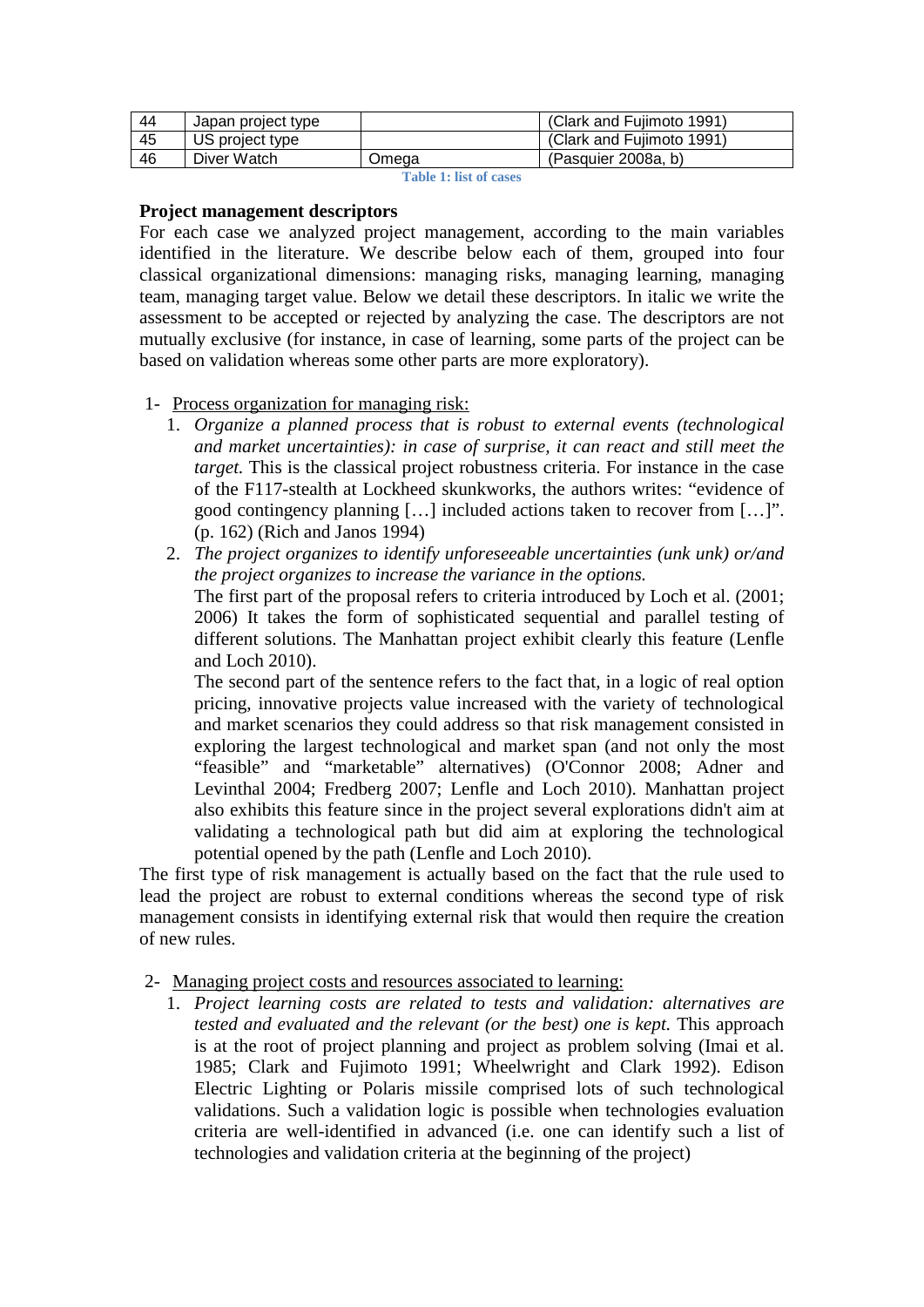| 44 | Japan project type | | (Clark and Fujimoto 1991) |
|---|---|---|---|
| 45 | US project type | | (Clark and Fujimoto 1991) |
| 46 | Diver Watch | Omega | (Pasquier 2008a, b) |

**Table 1: list of cases**

**Project management descriptors**

For each case we analyzed project management, according to the main variables identified in the literature. We describe below each of them, grouped into four classical organizational dimensions: managing risks, managing learning, managing team, managing target value. Below we detail these descriptors. In italic we write the assessment to be accepted or rejected by analyzing the case. The descriptors are not mutually exclusive (for instance, in case of learning, some parts of the project can be based on validation whereas some other parts are more exploratory).

1- Process organization for managing risk:

1. *Organize a planned process that is robust to external events (technological and market uncertainties): in case of surprise, it can react and still meet the target.* This is the classical project robustness criteria. For instance in the case of the F117-stealth at Lockheed skunkworks, the authors writes: "evidence of good contingency planning […] included actions taken to recover from […]". (p. 162) (Rich and Janos 1994)
2. *The project organizes to identify unforeseeable uncertainties (unk unk) or/and the project organizes to increase the variance in the options.*
   The first part of the proposal refers to criteria introduced by Loch et al. (2001; 2006) It takes the form of sophisticated sequential and parallel testing of different solutions. The Manhattan project exhibit clearly this feature (Lenfle and Loch 2010).
   The second part of the sentence refers to the fact that, in a logic of real option pricing, innovative projects value increased with the variety of technological and market scenarios they could address so that risk management consisted in exploring the largest technological and market span (and not only the most "feasible" and "marketable" alternatives) (O'Connor 2008; Adner and Levinthal 2004; Fredberg 2007; Lenfle and Loch 2010). Manhattan project also exhibits this feature since in the project several explorations didn't aim at validating a technological path but did aim at exploring the technological potential opened by the path (Lenfle and Loch 2010).

The first type of risk management is actually based on the fact that the rule used to lead the project are robust to external conditions whereas the second type of risk management consists in identifying external risk that would then require the creation of new rules.

2- Managing project costs and resources associated to learning:

1. *Project learning costs are related to tests and validation: alternatives are tested and evaluated and the relevant (or the best) one is kept.* This approach is at the root of project planning and project as problem solving (Imai et al. 1985; Clark and Fujimoto 1991; Wheelwright and Clark 1992). Edison Electric Lighting or Polaris missile comprised lots of such technological validations. Such a validation logic is possible when technologies evaluation criteria are well-identified in advanced (i.e. one can identify such a list of technologies and validation criteria at the beginning of the project)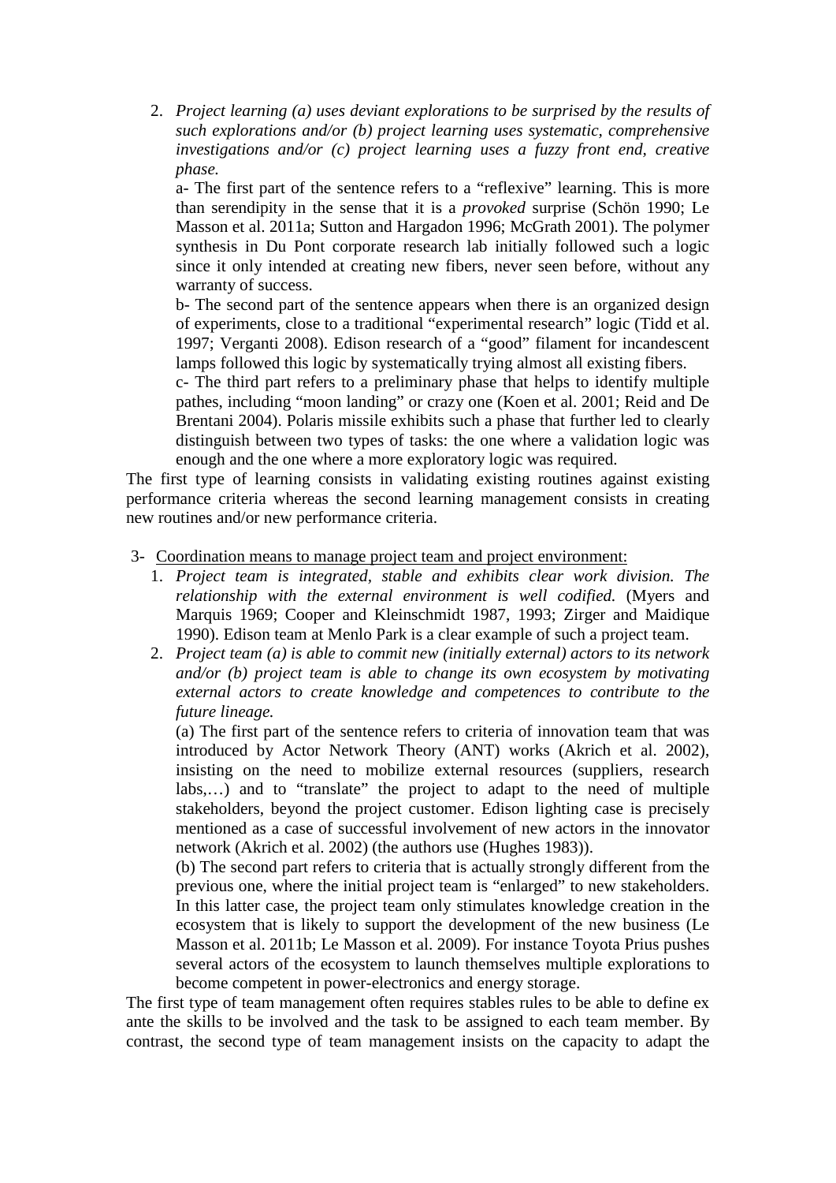2. *Project learning (a) uses deviant explorations to be surprised by the results of such explorations and/or (b) project learning uses systematic, comprehensive investigations and/or (c) project learning uses a fuzzy front end, creative phase.*

   a- The first part of the sentence refers to a "reflexive" learning. This is more than serendipity in the sense that it is a *provoked* surprise (Schön 1990; Le Masson et al. 2011a; Sutton and Hargadon 1996; McGrath 2001). The polymer synthesis in Du Pont corporate research lab initially followed such a logic since it only intended at creating new fibers, never seen before, without any warranty of success.

   b- The second part of the sentence appears when there is an organized design of experiments, close to a traditional "experimental research" logic (Tidd et al. 1997; Verganti 2008). Edison research of a "good" filament for incandescent lamps followed this logic by systematically trying almost all existing fibers.

   c- The third part refers to a preliminary phase that helps to identify multiple pathes, including "moon landing" or crazy one (Koen et al. 2001; Reid and De Brentani 2004). Polaris missile exhibits such a phase that further led to clearly distinguish between two types of tasks: the one where a validation logic was enough and the one where a more exploratory logic was required.

The first type of learning consists in validating existing routines against existing performance criteria whereas the second learning management consists in creating new routines and/or new performance criteria.

3- Coordination means to manage project team and project environment:

1. *Project team is integrated, stable and exhibits clear work division. The relationship with the external environment is well codified.* (Myers and Marquis 1969; Cooper and Kleinschmidt 1987, 1993; Zirger and Maidique 1990). Edison team at Menlo Park is a clear example of such a project team.
2. *Project team (a) is able to commit new (initially external) actors to its network and/or (b) project team is able to change its own ecosystem by motivating external actors to create knowledge and competences to contribute to the future lineage.*

   (a) The first part of the sentence refers to criteria of innovation team that was introduced by Actor Network Theory (ANT) works (Akrich et al. 2002), insisting on the need to mobilize external resources (suppliers, research labs,…) and to "translate" the project to adapt to the need of multiple stakeholders, beyond the project customer. Edison lighting case is precisely mentioned as a case of successful involvement of new actors in the innovator network (Akrich et al. 2002) (the authors use (Hughes 1983)).

   (b) The second part refers to criteria that is actually strongly different from the previous one, where the initial project team is "enlarged" to new stakeholders. In this latter case, the project team only stimulates knowledge creation in the ecosystem that is likely to support the development of the new business (Le Masson et al. 2011b; Le Masson et al. 2009). For instance Toyota Prius pushes several actors of the ecosystem to launch themselves multiple explorations to become competent in power-electronics and energy storage.

The first type of team management often requires stables rules to be able to define ex ante the skills to be involved and the task to be assigned to each team member. By contrast, the second type of team management insists on the capacity to adapt the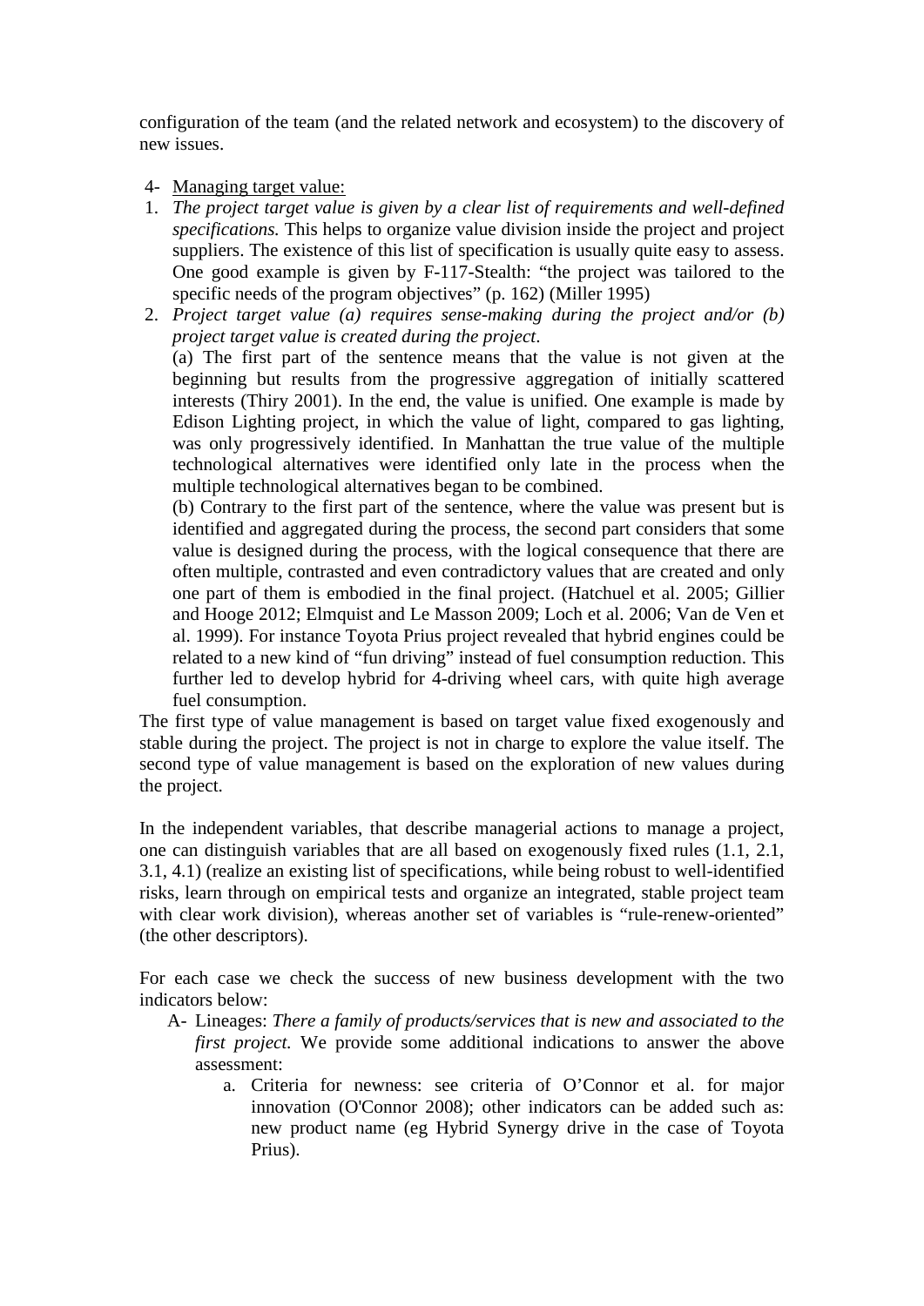configuration of the team (and the related network and ecosystem) to the discovery of new issues.

4- <u>Managing target value:</u>

1. *The project target value is given by a clear list of requirements and well-defined specifications.* This helps to organize value division inside the project and project suppliers. The existence of this list of specification is usually quite easy to assess. One good example is given by F-117-Stealth: "the project was tailored to the specific needs of the program objectives" (p. 162) (Miller 1995)
2. *Project target value (a) requires sense-making during the project and/or (b) project target value is created during the project.*

   (a) The first part of the sentence means that the value is not given at the beginning but results from the progressive aggregation of initially scattered interests (Thiry 2001). In the end, the value is unified. One example is made by Edison Lighting project, in which the value of light, compared to gas lighting, was only progressively identified. In Manhattan the true value of the multiple technological alternatives were identified only late in the process when the multiple technological alternatives began to be combined.

   (b) Contrary to the first part of the sentence, where the value was present but is identified and aggregated during the process, the second part considers that some value is designed during the process, with the logical consequence that there are often multiple, contrasted and even contradictory values that are created and only one part of them is embodied in the final project. (Hatchuel et al. 2005; Gillier and Hooge 2012; Elmquist and Le Masson 2009; Loch et al. 2006; Van de Ven et al. 1999). For instance Toyota Prius project revealed that hybrid engines could be related to a new kind of "fun driving" instead of fuel consumption reduction. This further led to develop hybrid for 4-driving wheel cars, with quite high average fuel consumption.

The first type of value management is based on target value fixed exogenously and stable during the project. The project is not in charge to explore the value itself. The second type of value management is based on the exploration of new values during the project.

In the independent variables, that describe managerial actions to manage a project, one can distinguish variables that are all based on exogenously fixed rules (1.1, 2.1, 3.1, 4.1) (realize an existing list of specifications, while being robust to well-identified risks, learn through on empirical tests and organize an integrated, stable project team with clear work division), whereas another set of variables is "rule-renew-oriented" (the other descriptors).

For each case we check the success of new business development with the two indicators below:

A- Lineages: *There a family of products/services that is new and associated to the first project.* We provide some additional indications to answer the above assessment:

   a. Criteria for newness: see criteria of O'Connor et al. for major innovation (O'Connor 2008); other indicators can be added such as: new product name (eg Hybrid Synergy drive in the case of Toyota Prius).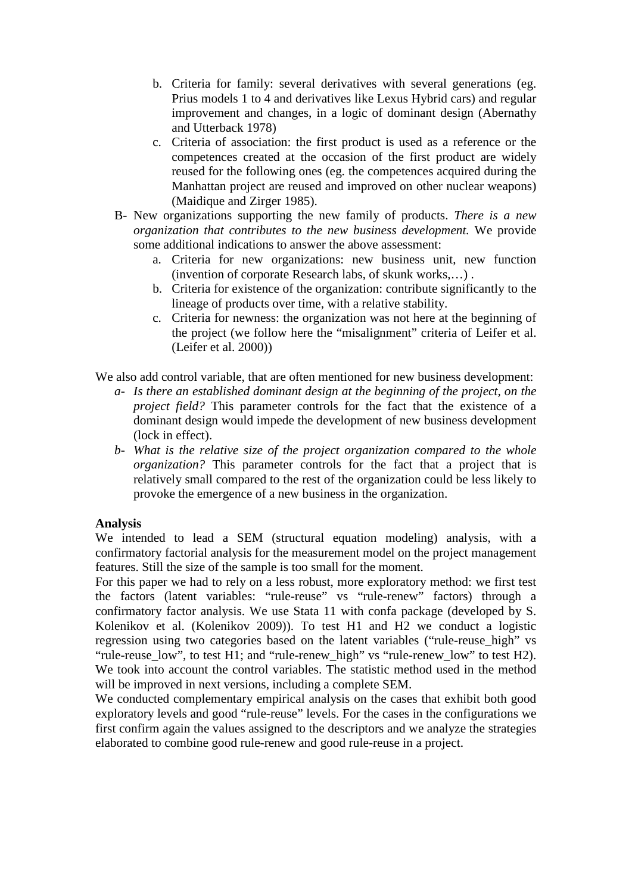b. Criteria for family: several derivatives with several generations (eg. Prius models 1 to 4 and derivatives like Lexus Hybrid cars) and regular improvement and changes, in a logic of dominant design (Abernathy and Utterback 1978)
   c. Criteria of association: the first product is used as a reference or the competences created at the occasion of the first product are widely reused for the following ones (eg. the competences acquired during the Manhattan project are reused and improved on other nuclear weapons) (Maidique and Zirger 1985).

B- New organizations supporting the new family of products. *There is a new organization that contributes to the new business development.* We provide some additional indications to answer the above assessment:
   a. Criteria for new organizations: new business unit, new function (invention of corporate Research labs, of skunk works,…) .
   b. Criteria for existence of the organization: contribute significantly to the lineage of products over time, with a relative stability.
   c. Criteria for newness: the organization was not here at the beginning of the project (we follow here the "misalignment" criteria of Leifer et al. (Leifer et al. 2000))

We also add control variable, that are often mentioned for new business development:

*a- Is there an established dominant design at the beginning of the project, on the project field?* This parameter controls for the fact that the existence of a dominant design would impede the development of new business development (lock in effect).

*b- What is the relative size of the project organization compared to the whole organization?* This parameter controls for the fact that a project that is relatively small compared to the rest of the organization could be less likely to provoke the emergence of a new business in the organization.

**Analysis**

We intended to lead a SEM (structural equation modeling) analysis, with a confirmatory factorial analysis for the measurement model on the project management features. Still the size of the sample is too small for the moment.

For this paper we had to rely on a less robust, more exploratory method: we first test the factors (latent variables: "rule-reuse" vs "rule-renew" factors) through a confirmatory factor analysis. We use Stata 11 with confa package (developed by S. Kolenikov et al. (Kolenikov 2009)). To test H1 and H2 we conduct a logistic regression using two categories based on the latent variables ("rule-reuse_high" vs "rule-reuse_low", to test H1; and "rule-renew_high" vs "rule-renew_low" to test H2). We took into account the control variables. The statistic method used in the method will be improved in next versions, including a complete SEM.

We conducted complementary empirical analysis on the cases that exhibit both good exploratory levels and good "rule-reuse" levels. For the cases in the configurations we first confirm again the values assigned to the descriptors and we analyze the strategies elaborated to combine good rule-renew and good rule-reuse in a project.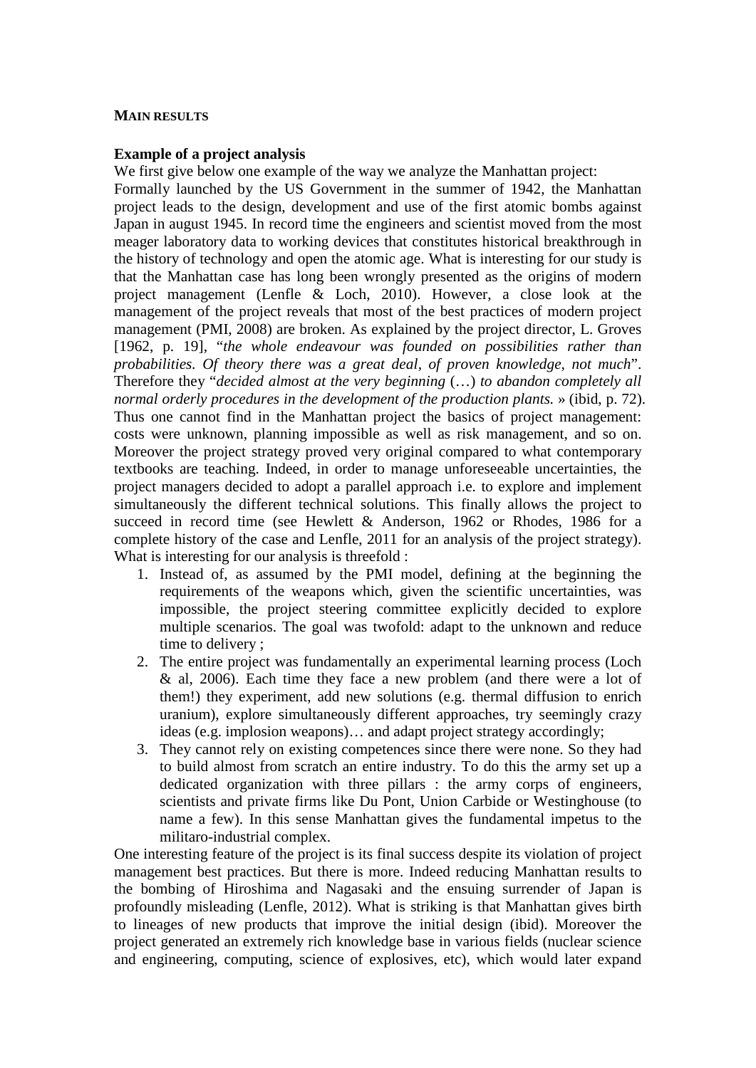**MAIN RESULTS**

**Example of a project analysis**

We first give below one example of the way we analyze the Manhattan project:
Formally launched by the US Government in the summer of 1942, the Manhattan project leads to the design, development and use of the first atomic bombs against Japan in august 1945. In record time the engineers and scientist moved from the most meager laboratory data to working devices that constitutes historical breakthrough in the history of technology and open the atomic age. What is interesting for our study is that the Manhattan case has long been wrongly presented as the origins of modern project management (Lenfle & Loch, 2010). However, a close look at the management of the project reveals that most of the best practices of modern project management (PMI, 2008) are broken. As explained by the project director, L. Groves [1962, p. 19], "*the whole endeavour was founded on possibilities rather than probabilities. Of theory there was a great deal, of proven knowledge, not much*". Therefore they "*decided almost at the very beginning* (…) *to abandon completely all normal orderly procedures in the development of the production plants.* » (ibid, p. 72). Thus one cannot find in the Manhattan project the basics of project management: costs were unknown, planning impossible as well as risk management, and so on. Moreover the project strategy proved very original compared to what contemporary textbooks are teaching. Indeed, in order to manage unforeseeable uncertainties, the project managers decided to adopt a parallel approach i.e. to explore and implement simultaneously the different technical solutions. This finally allows the project to succeed in record time (see Hewlett & Anderson, 1962 or Rhodes, 1986 for a complete history of the case and Lenfle, 2011 for an analysis of the project strategy). What is interesting for our analysis is threefold :

1. Instead of, as assumed by the PMI model, defining at the beginning the requirements of the weapons which, given the scientific uncertainties, was impossible, the project steering committee explicitly decided to explore multiple scenarios. The goal was twofold: adapt to the unknown and reduce time to delivery ;
2. The entire project was fundamentally an experimental learning process (Loch & al, 2006). Each time they face a new problem (and there were a lot of them!) they experiment, add new solutions (e.g. thermal diffusion to enrich uranium), explore simultaneously different approaches, try seemingly crazy ideas (e.g. implosion weapons)… and adapt project strategy accordingly;
3. They cannot rely on existing competences since there were none. So they had to build almost from scratch an entire industry. To do this the army set up a dedicated organization with three pillars : the army corps of engineers, scientists and private firms like Du Pont, Union Carbide or Westinghouse (to name a few). In this sense Manhattan gives the fundamental impetus to the militaro-industrial complex.

One interesting feature of the project is its final success despite its violation of project management best practices. But there is more. Indeed reducing Manhattan results to the bombing of Hiroshima and Nagasaki and the ensuing surrender of Japan is profoundly misleading (Lenfle, 2012). What is striking is that Manhattan gives birth to lineages of new products that improve the initial design (ibid). Moreover the project generated an extremely rich knowledge base in various fields (nuclear science and engineering, computing, science of explosives, etc), which would later expand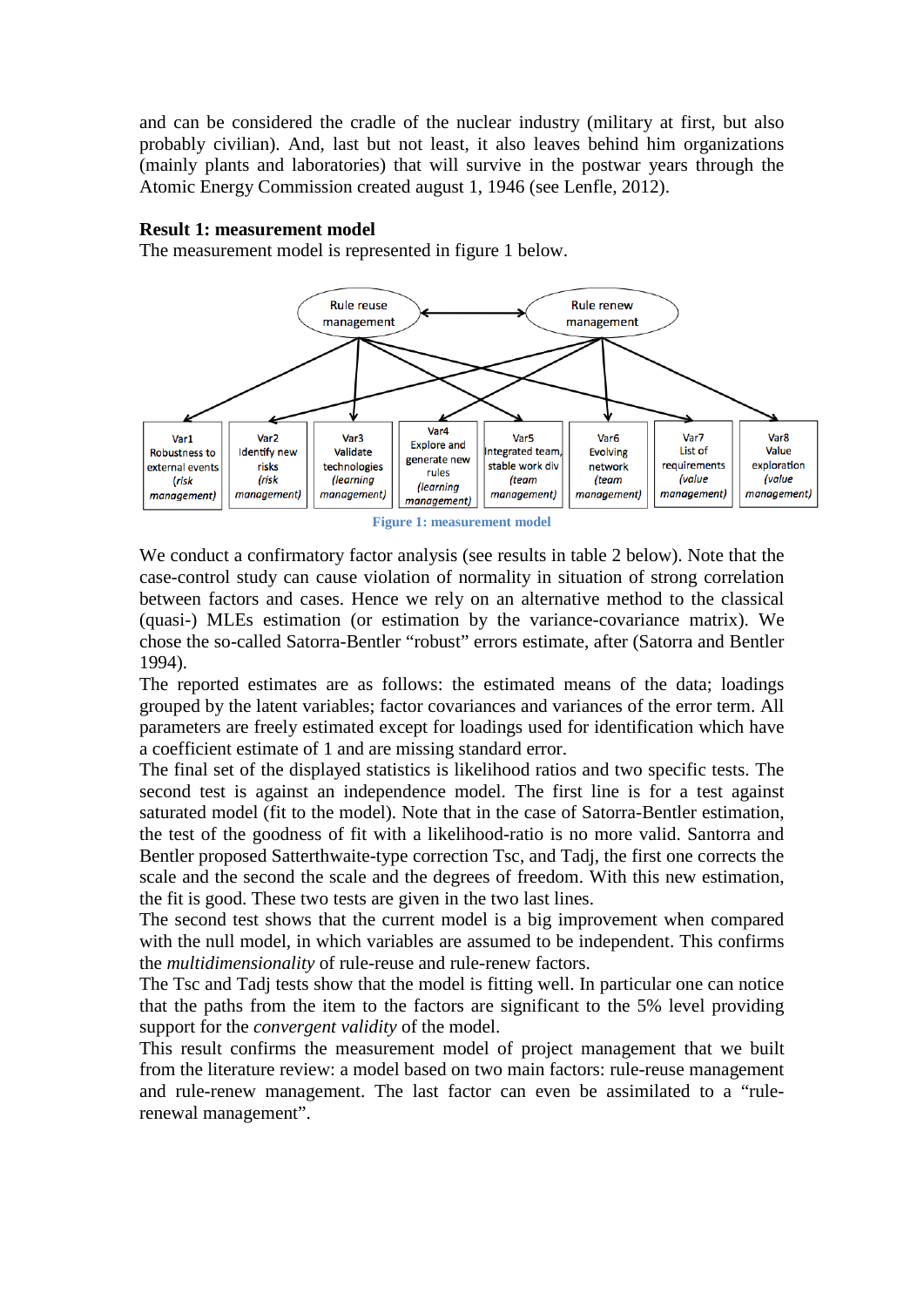and can be considered the cradle of the nuclear industry (military at first, but also probably civilian). And, last but not least, it also leaves behind him organizations (mainly plants and laboratories) that will survive in the postwar years through the Atomic Energy Commission created august 1, 1946 (see Lenfle, 2012).

**Result 1: measurement model**

The measurement model is represented in figure 1 below.

Rule reuse management ⟷ Rule renew management

Var1 Robustness to external events (risk management) | Var2 Identify new risks (risk management) | Var3 Validate technologies (learning management) | Var4 Explore and generate new rules (learning management) | Var5 Integrated team, stable work div (team management) | Var6 Evolving network (team management) | Var7 List of requirements (value management) | Var8 Value exploration (value management)

**Figure 1: measurement model**

We conduct a confirmatory factor analysis (see results in table 2 below). Note that the case-control study can cause violation of normality in situation of strong correlation between factors and cases. Hence we rely on an alternative method to the classical (quasi-) MLEs estimation (or estimation by the variance-covariance matrix). We chose the so-called Satorra-Bentler "robust" errors estimate, after (Satorra and Bentler 1994).

The reported estimates are as follows: the estimated means of the data; loadings grouped by the latent variables; factor covariances and variances of the error term. All parameters are freely estimated except for loadings used for identification which have a coefficient estimate of 1 and are missing standard error.

The final set of the displayed statistics is likelihood ratios and two specific tests. The second test is against an independence model. The first line is for a test against saturated model (fit to the model). Note that in the case of Satorra-Bentler estimation, the test of the goodness of fit with a likelihood-ratio is no more valid. Santorra and Bentler proposed Satterthwaite-type correction Tsc, and Tadj, the first one corrects the scale and the second the scale and the degrees of freedom. With this new estimation, the fit is good. These two tests are given in the two last lines.

The second test shows that the current model is a big improvement when compared with the null model, in which variables are assumed to be independent. This confirms the *multidimensionality* of rule-reuse and rule-renew factors.

The Tsc and Tadj tests show that the model is fitting well. In particular one can notice that the paths from the item to the factors are significant to the 5% level providing support for the *convergent validity* of the model.

This result confirms the measurement model of project management that we built from the literature review: a model based on two main factors: rule-reuse management and rule-renew management. The last factor can even be assimilated to a "rule-renewal management".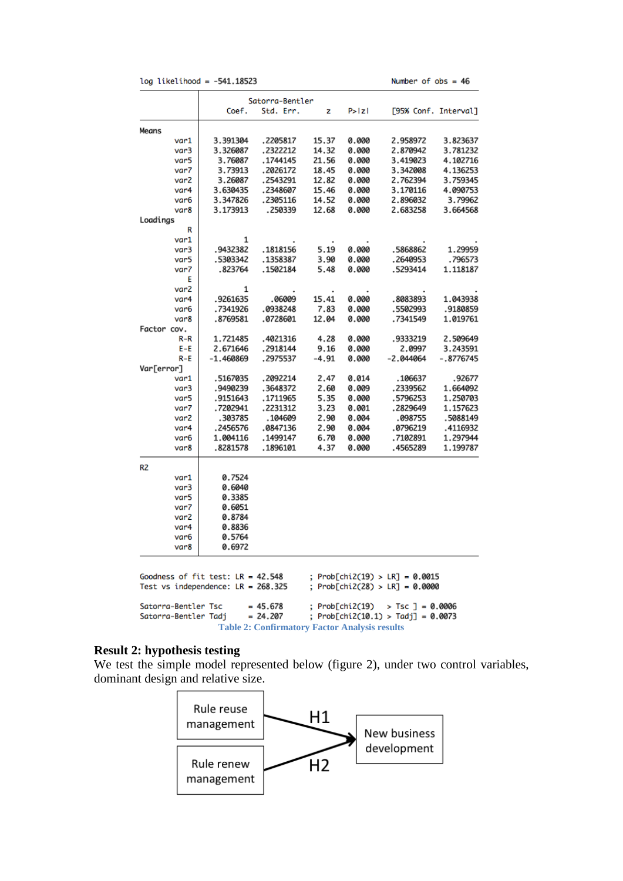log likelihood = -541.18523 Number of obs = 46

| | Coef. | Satorra-Bentler Std. Err. | z | P>\|z\| | [95% Conf. | Interval] |
|---|---|---|---|---|---|---|
| **Means** | | | | | | |
| var1 | 3.391304 | .2205817 | 15.37 | 0.000 | 2.958972 | 3.823637 |
| var3 | 3.326087 | .2322212 | 14.32 | 0.000 | 2.870942 | 3.781232 |
| var5 | 3.76087 | .1744145 | 21.56 | 0.000 | 3.419023 | 4.102716 |
| var7 | 3.73913 | .2026172 | 18.45 | 0.000 | 3.342008 | 4.136253 |
| var2 | 3.26087 | .2543291 | 12.82 | 0.000 | 2.762394 | 3.759345 |
| var4 | 3.630435 | .2348607 | 15.46 | 0.000 | 3.170116 | 4.090753 |
| var6 | 3.347826 | .2305116 | 14.52 | 0.000 | 2.896032 | 3.79962 |
| var8 | 3.173913 | .250339 | 12.68 | 0.000 | 2.683258 | 3.664568 |
| **Loadings** | | | | | | |
| R | | | | | | |
| var1 | 1 | . | . | . | . | . |
| var3 | .9432382 | .1818156 | 5.19 | 0.000 | .5868862 | 1.29959 |
| var5 | .5303342 | .1358387 | 3.90 | 0.000 | .2640953 | .796573 |
| var7 | .823764 | .1502184 | 5.48 | 0.000 | .5293414 | 1.118187 |
| E | | | | | | |
| var2 | 1 | . | . | . | . | . |
| var4 | .9261635 | .06009 | 15.41 | 0.000 | .8083893 | 1.043938 |
| var6 | .7341926 | .0938248 | 7.83 | 0.000 | .5502993 | .9180859 |
| var8 | .8769581 | .0728601 | 12.04 | 0.000 | .7341549 | 1.019761 |
| **Factor cov.** | | | | | | |
| R-R | 1.721485 | .4021316 | 4.28 | 0.000 | .9333219 | 2.509649 |
| E-E | 2.671646 | .2918144 | 9.16 | 0.000 | 2.0997 | 3.243591 |
| R-E | -1.460869 | .2975537 | -4.91 | 0.000 | -2.044064 | -.8776745 |
| **Var[error]** | | | | | | |
| var1 | .5167035 | .2092214 | 2.47 | 0.014 | .106637 | .92677 |
| var3 | .9490239 | .3648372 | 2.60 | 0.009 | .2339562 | 1.664092 |
| var5 | .9151643 | .1711965 | 5.35 | 0.000 | .5796253 | 1.250703 |
| var7 | .7202941 | .2231312 | 3.23 | 0.001 | .2829649 | 1.157623 |
| var2 | .303785 | .104609 | 2.90 | 0.004 | .098755 | .5088149 |
| var4 | .2456576 | .0847136 | 2.90 | 0.004 | .0796219 | .4116932 |
| var6 | 1.004116 | .1499147 | 6.70 | 0.000 | .7102891 | 1.297944 |
| var8 | .8281578 | .1896101 | 4.37 | 0.000 | .4565289 | 1.199787 |
| **R2** | | | | | | |
| var1 | 0.7524 | | | | | |
| var3 | 0.6040 | | | | | |
| var5 | 0.3385 | | | | | |
| var7 | 0.6051 | | | | | |
| var2 | 0.8784 | | | | | |
| var4 | 0.8836 | | | | | |
| var6 | 0.5764 | | | | | |
| var8 | 0.6972 | | | | | |

Goodness of fit test: LR = 42.548 ; Prob[chi2(19) > LR] = 0.0015
Test vs independence: LR = 268.325 ; Prob[chi2(28) > LR] = 0.0000

Satorra-Bentler Tsc = 45.678 ; Prob[chi2(19) > Tsc ] = 0.0006
Satorra-Bentler Tadj = 24.207 ; Prob[chi2(10.1) > Tadj] = 0.0073

Table 2: Confirmatory Factor Analysis results

**Result 2: hypothesis testing**

We test the simple model represented below (figure 2), under two control variables, dominant design and relative size.

Rule reuse management → (H1) → New business development

Rule renew management → (H2) → New business development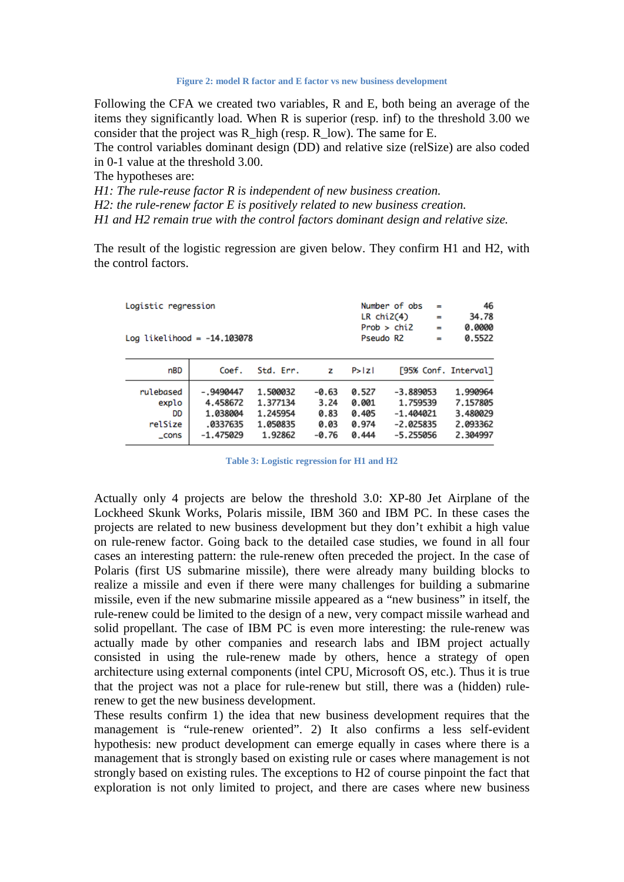Figure 2: model R factor and E factor vs new business development

Following the CFA we created two variables, R and E, both being an average of the items they significantly load. When R is superior (resp. inf) to the threshold 3.00 we consider that the project was R_high (resp. R_low). The same for E.
The control variables dominant design (DD) and relative size (relSize) are also coded in 0-1 value at the threshold 3.00.
The hypotheses are:
*H1: The rule-reuse factor R is independent of new business creation.*
*H2: the rule-renew factor E is positively related to new business creation.*
*H1 and H2 remain true with the control factors dominant design and relative size.*

The result of the logistic regression are given below. They confirm H1 and H2, with the control factors.

```
Logistic regression                               Number of obs   =         46
                                                  LR chi2(4)      =      34.78
                                                  Prob > chi2     =     0.0000
Log likelihood = -14.103078                       Pseudo R2       =     0.5522
```

| nBD | Coef. | Std. Err. | z | P>\|z\| | [95% Conf. | Interval] |
|---|---|---|---|---|---|---|
| rulebased | -.9490447 | 1.500032 | -0.63 | 0.527 | -3.889053 | 1.990964 |
| explo | 4.458672 | 1.377134 | 3.24 | 0.001 | 1.759539 | 7.157805 |
| DD | 1.038004 | 1.245954 | 0.83 | 0.405 | -1.404021 | 3.480029 |
| relSize | .0337635 | 1.050835 | 0.03 | 0.974 | -2.025835 | 2.093362 |
| _cons | -1.475029 | 1.92862 | -0.76 | 0.444 | -5.255056 | 2.304997 |

Table 3: Logistic regression for H1 and H2

Actually only 4 projects are below the threshold 3.0: XP-80 Jet Airplane of the Lockheed Skunk Works, Polaris missile, IBM 360 and IBM PC. In these cases the projects are related to new business development but they don't exhibit a high value on rule-renew factor. Going back to the detailed case studies, we found in all four cases an interesting pattern: the rule-renew often preceded the project. In the case of Polaris (first US submarine missile), there were already many building blocks to realize a missile and even if there were many challenges for building a submarine missile, even if the new submarine missile appeared as a "new business" in itself, the rule-renew could be limited to the design of a new, very compact missile warhead and solid propellant. The case of IBM PC is even more interesting: the rule-renew was actually made by other companies and research labs and IBM project actually consisted in using the rule-renew made by others, hence a strategy of open architecture using external components (intel CPU, Microsoft OS, etc.). Thus it is true that the project was not a place for rule-renew but still, there was a (hidden) rule-renew to get the new business development.
These results confirm 1) the idea that new business development requires that the management is "rule-renew oriented". 2) It also confirms a less self-evident hypothesis: new product development can emerge equally in cases where there is a management that is strongly based on existing rule or cases where management is not strongly based on existing rules. The exceptions to H2 of course pinpoint the fact that exploration is not only limited to project, and there are cases where new business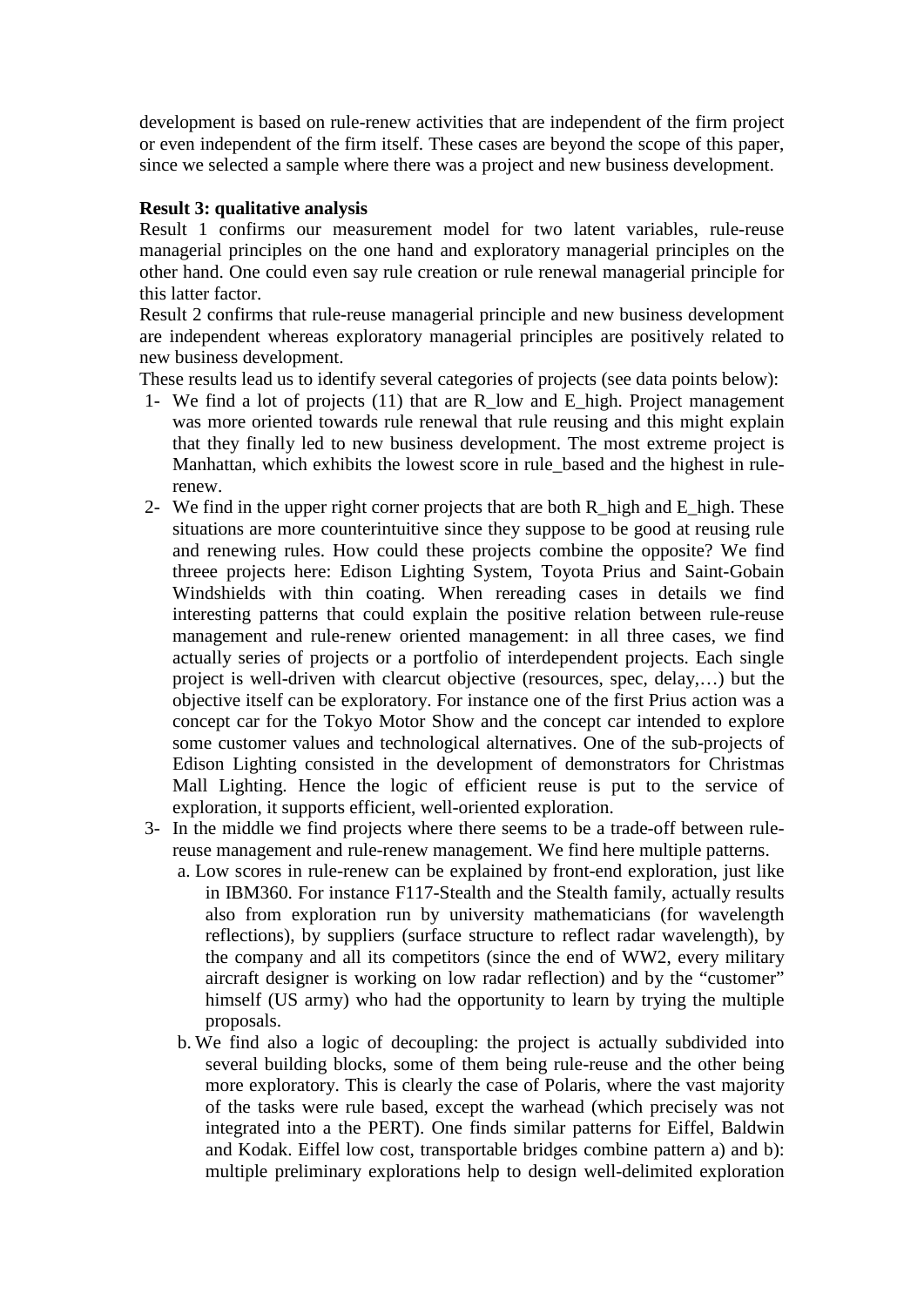development is based on rule-renew activities that are independent of the firm project or even independent of the firm itself. These cases are beyond the scope of this paper, since we selected a sample where there was a project and new business development.

**Result 3: qualitative analysis**

Result 1 confirms our measurement model for two latent variables, rule-reuse managerial principles on the one hand and exploratory managerial principles on the other hand. One could even say rule creation or rule renewal managerial principle for this latter factor.

Result 2 confirms that rule-reuse managerial principle and new business development are independent whereas exploratory managerial principles are positively related to new business development.

These results lead us to identify several categories of projects (see data points below):

1- We find a lot of projects (11) that are R_low and E_high. Project management was more oriented towards rule renewal that rule reusing and this might explain that they finally led to new business development. The most extreme project is Manhattan, which exhibits the lowest score in rule_based and the highest in rule-renew.

2- We find in the upper right corner projects that are both R_high and E_high. These situations are more counterintuitive since they suppose to be good at reusing rule and renewing rules. How could these projects combine the opposite? We find threee projects here: Edison Lighting System, Toyota Prius and Saint-Gobain Windshields with thin coating. When rereading cases in details we find interesting patterns that could explain the positive relation between rule-reuse management and rule-renew oriented management: in all three cases, we find actually series of projects or a portfolio of interdependent projects. Each single project is well-driven with clearcut objective (resources, spec, delay,…) but the objective itself can be exploratory. For instance one of the first Prius action was a concept car for the Tokyo Motor Show and the concept car intended to explore some customer values and technological alternatives. One of the sub-projects of Edison Lighting consisted in the development of demonstrators for Christmas Mall Lighting. Hence the logic of efficient reuse is put to the service of exploration, it supports efficient, well-oriented exploration.

3- In the middle we find projects where there seems to be a trade-off between rule-reuse management and rule-renew management. We find here multiple patterns.

   a. Low scores in rule-renew can be explained by front-end exploration, just like in IBM360. For instance F117-Stealth and the Stealth family, actually results also from exploration run by university mathematicians (for wavelength reflections), by suppliers (surface structure to reflect radar wavelength), by the company and all its competitors (since the end of WW2, every military aircraft designer is working on low radar reflection) and by the "customer" himself (US army) who had the opportunity to learn by trying the multiple proposals.

   b. We find also a logic of decoupling: the project is actually subdivided into several building blocks, some of them being rule-reuse and the other being more exploratory. This is clearly the case of Polaris, where the vast majority of the tasks were rule based, except the warhead (which precisely was not integrated into a the PERT). One finds similar patterns for Eiffel, Baldwin and Kodak. Eiffel low cost, transportable bridges combine pattern a) and b): multiple preliminary explorations help to design well-delimited exploration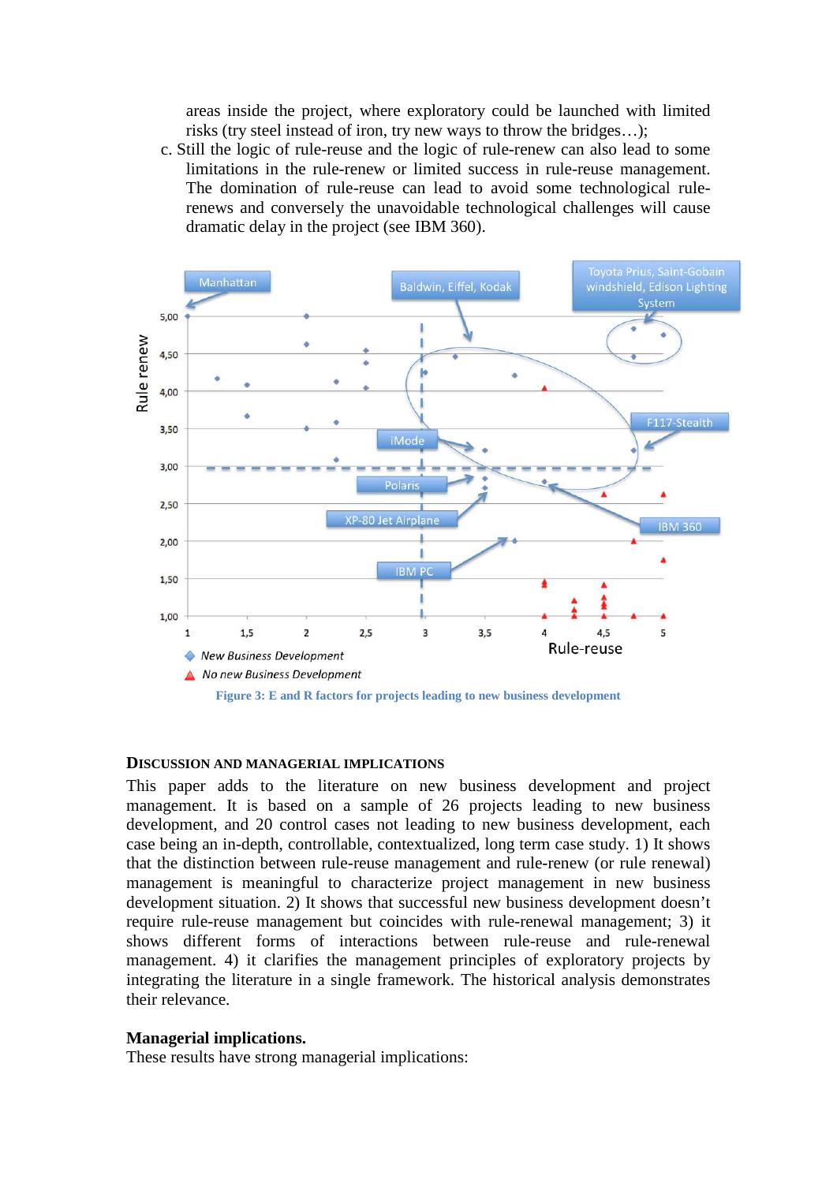areas inside the project, where exploratory could be launched with limited risks (try steel instead of iron, try new ways to throw the bridges…);

c. Still the logic of rule-reuse and the logic of rule-renew can also lead to some limitations in the rule-renew or limited success in rule-reuse management. The domination of rule-reuse can lead to avoid some technological rule-renews and conversely the unavoidable technological challenges will cause dramatic delay in the project (see IBM 360).

Figure 3: E and R factors for projects leading to new business development

### DISCUSSION AND MANAGERIAL IMPLICATIONS

This paper adds to the literature on new business development and project management. It is based on a sample of 26 projects leading to new business development, and 20 control cases not leading to new business development, each case being an in-depth, controllable, contextualized, long term case study. 1) It shows that the distinction between rule-reuse management and rule-renew (or rule renewal) management is meaningful to characterize project management in new business development situation. 2) It shows that successful new business development doesn't require rule-reuse management but coincides with rule-renewal management; 3) it shows different forms of interactions between rule-reuse and rule-renewal management. 4) it clarifies the management principles of exploratory projects by integrating the literature in a single framework. The historical analysis demonstrates their relevance.

**Managerial implications.**

These results have strong managerial implications: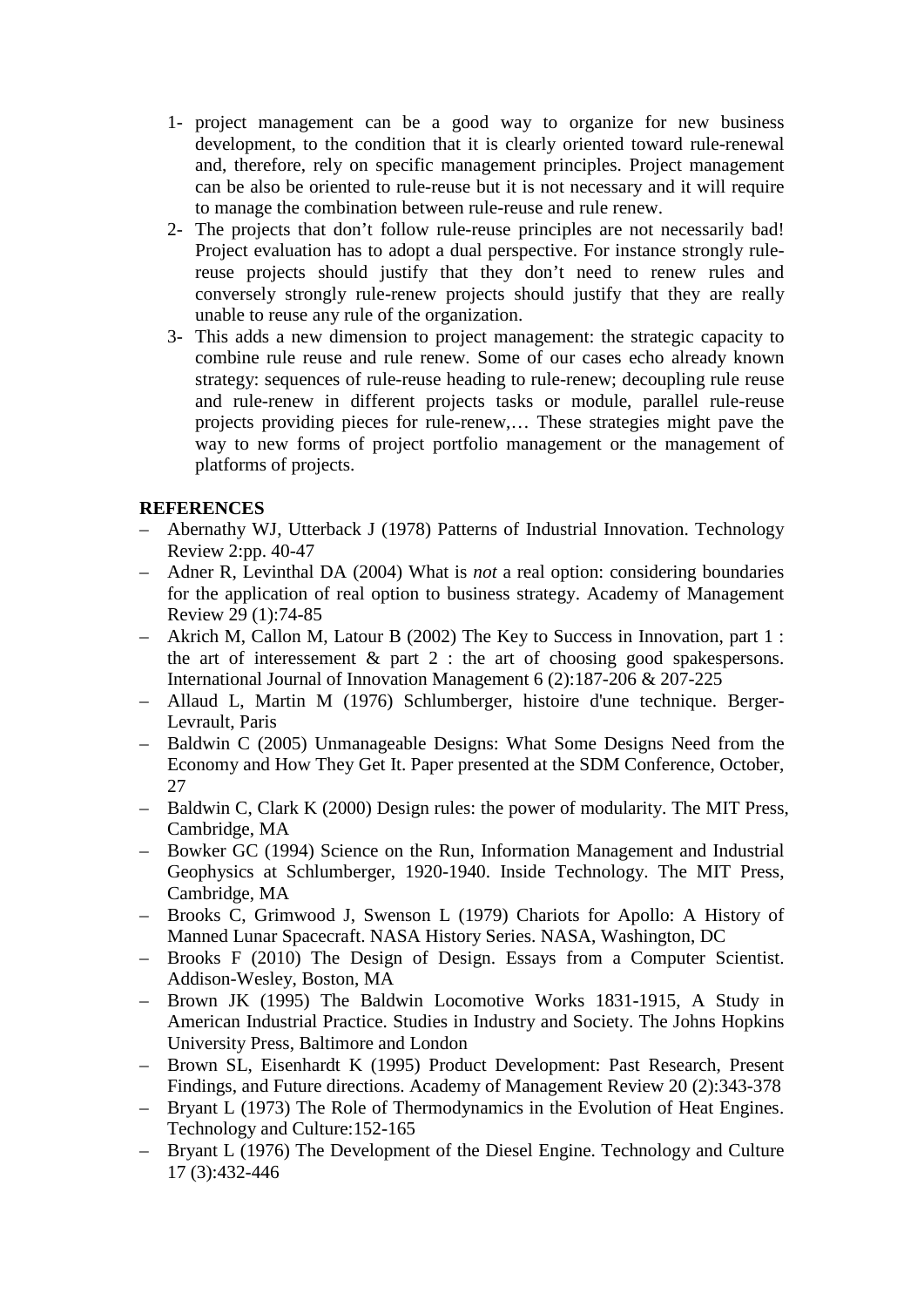1- project management can be a good way to organize for new business development, to the condition that it is clearly oriented toward rule-renewal and, therefore, rely on specific management principles. Project management can be also be oriented to rule-reuse but it is not necessary and it will require to manage the combination between rule-reuse and rule renew.
2- The projects that don't follow rule-reuse principles are not necessarily bad! Project evaluation has to adopt a dual perspective. For instance strongly rule-reuse projects should justify that they don't need to renew rules and conversely strongly rule-renew projects should justify that they are really unable to reuse any rule of the organization.
3- This adds a new dimension to project management: the strategic capacity to combine rule reuse and rule renew. Some of our cases echo already known strategy: sequences of rule-reuse heading to rule-renew; decoupling rule reuse and rule-renew in different projects tasks or module, parallel rule-reuse projects providing pieces for rule-renew,… These strategies might pave the way to new forms of project portfolio management or the management of platforms of projects.

**REFERENCES**

- Abernathy WJ, Utterback J (1978) Patterns of Industrial Innovation. Technology Review 2:pp. 40-47
- Adner R, Levinthal DA (2004) What is *not* a real option: considering boundaries for the application of real option to business strategy. Academy of Management Review 29 (1):74-85
- Akrich M, Callon M, Latour B (2002) The Key to Success in Innovation, part 1 : the art of interessement & part 2 : the art of choosing good spakespersons. International Journal of Innovation Management 6 (2):187-206 & 207-225
- Allaud L, Martin M (1976) Schlumberger, histoire d'une technique. Berger-Levrault, Paris
- Baldwin C (2005) Unmanageable Designs: What Some Designs Need from the Economy and How They Get It. Paper presented at the SDM Conference, October, 27
- Baldwin C, Clark K (2000) Design rules: the power of modularity. The MIT Press, Cambridge, MA
- Bowker GC (1994) Science on the Run, Information Management and Industrial Geophysics at Schlumberger, 1920-1940. Inside Technology. The MIT Press, Cambridge, MA
- Brooks C, Grimwood J, Swenson L (1979) Chariots for Apollo: A History of Manned Lunar Spacecraft. NASA History Series. NASA, Washington, DC
- Brooks F (2010) The Design of Design. Essays from a Computer Scientist. Addison-Wesley, Boston, MA
- Brown JK (1995) The Baldwin Locomotive Works 1831-1915, A Study in American Industrial Practice. Studies in Industry and Society. The Johns Hopkins University Press, Baltimore and London
- Brown SL, Eisenhardt K (1995) Product Development: Past Research, Present Findings, and Future directions. Academy of Management Review 20 (2):343-378
- Bryant L (1973) The Role of Thermodynamics in the Evolution of Heat Engines. Technology and Culture:152-165
- Bryant L (1976) The Development of the Diesel Engine. Technology and Culture 17 (3):432-446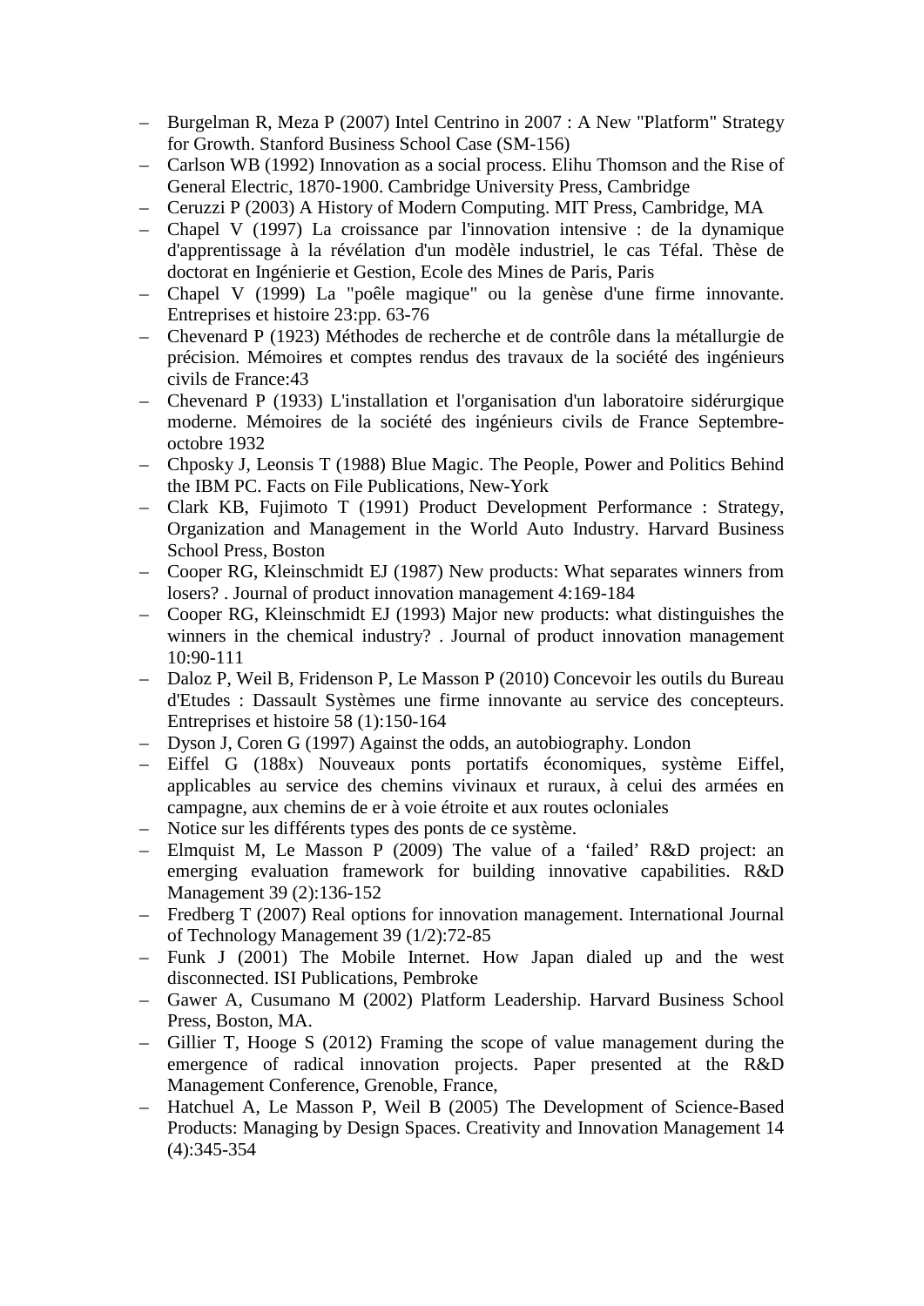- Burgelman R, Meza P (2007) Intel Centrino in 2007 : A New "Platform" Strategy for Growth. Stanford Business School Case (SM-156)
- Carlson WB (1992) Innovation as a social process. Elihu Thomson and the Rise of General Electric, 1870-1900. Cambridge University Press, Cambridge
- Ceruzzi P (2003) A History of Modern Computing. MIT Press, Cambridge, MA
- Chapel V (1997) La croissance par l'innovation intensive : de la dynamique d'apprentissage à la révélation d'un modèle industriel, le cas Téfal. Thèse de doctorat en Ingénierie et Gestion, Ecole des Mines de Paris, Paris
- Chapel V (1999) La "poêle magique" ou la genèse d'une firme innovante. Entreprises et histoire 23:pp. 63-76
- Chevenard P (1923) Méthodes de recherche et de contrôle dans la métallurgie de précision. Mémoires et comptes rendus des travaux de la société des ingénieurs civils de France:43
- Chevenard P (1933) L'installation et l'organisation d'un laboratoire sidérurgique moderne. Mémoires de la société des ingénieurs civils de France Septembre-octobre 1932
- Chposky J, Leonsis T (1988) Blue Magic. The People, Power and Politics Behind the IBM PC. Facts on File Publications, New-York
- Clark KB, Fujimoto T (1991) Product Development Performance : Strategy, Organization and Management in the World Auto Industry. Harvard Business School Press, Boston
- Cooper RG, Kleinschmidt EJ (1987) New products: What separates winners from losers? . Journal of product innovation management 4:169-184
- Cooper RG, Kleinschmidt EJ (1993) Major new products: what distinguishes the winners in the chemical industry? . Journal of product innovation management 10:90-111
- Daloz P, Weil B, Fridenson P, Le Masson P (2010) Concevoir les outils du Bureau d'Etudes : Dassault Systèmes une firme innovante au service des concepteurs. Entreprises et histoire 58 (1):150-164
- Dyson J, Coren G (1997) Against the odds, an autobiography. London
- Eiffel G (188x) Nouveaux ponts portatifs économiques, système Eiffel, applicables au service des chemins vivinaux et ruraux, à celui des armées en campagne, aux chemins de er à voie étroite et aux routes ocloniales
- Notice sur les différents types des ponts de ce système.
- Elmquist M, Le Masson P (2009) The value of a 'failed' R&D project: an emerging evaluation framework for building innovative capabilities. R&D Management 39 (2):136-152
- Fredberg T (2007) Real options for innovation management. International Journal of Technology Management 39 (1/2):72-85
- Funk J (2001) The Mobile Internet. How Japan dialed up and the west disconnected. ISI Publications, Pembroke
- Gawer A, Cusumano M (2002) Platform Leadership. Harvard Business School Press, Boston, MA.
- Gillier T, Hooge S (2012) Framing the scope of value management during the emergence of radical innovation projects. Paper presented at the R&D Management Conference, Grenoble, France,
- Hatchuel A, Le Masson P, Weil B (2005) The Development of Science-Based Products: Managing by Design Spaces. Creativity and Innovation Management 14 (4):345-354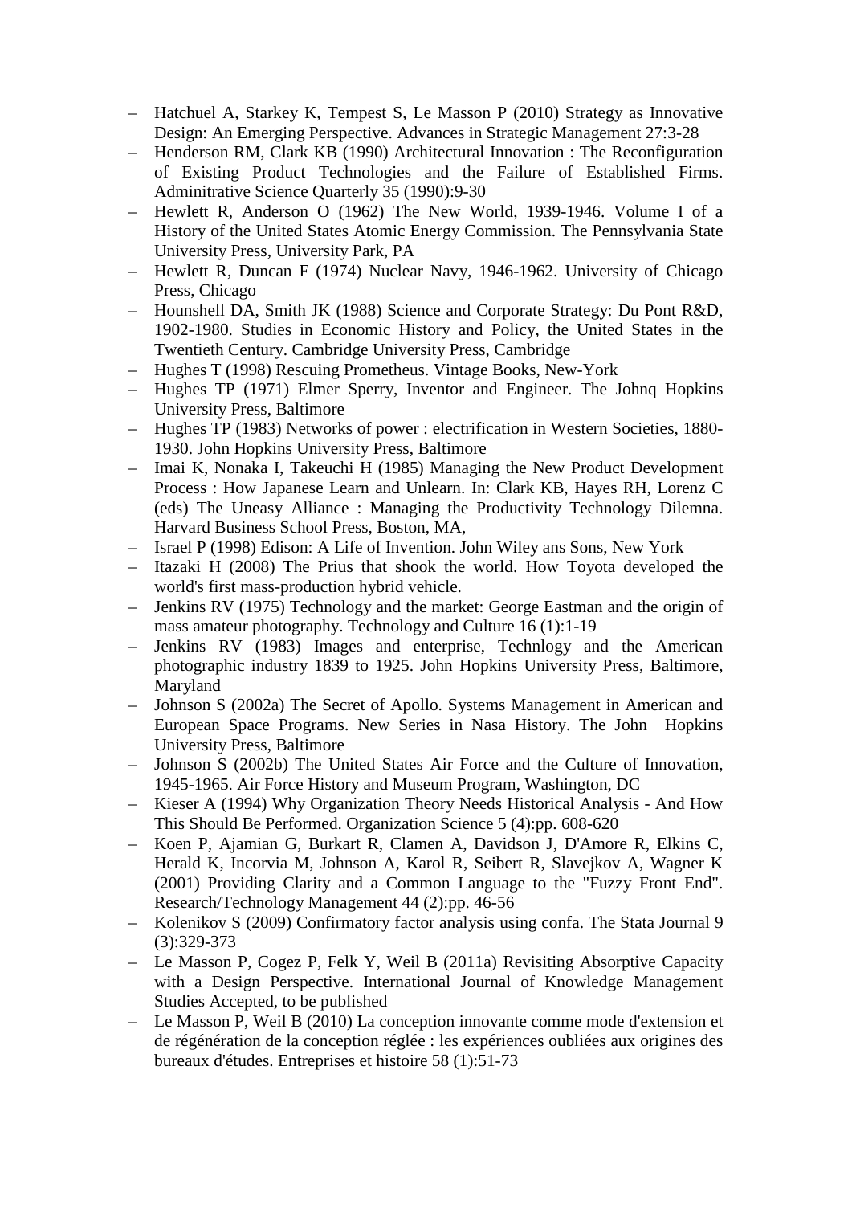- Hatchuel A, Starkey K, Tempest S, Le Masson P (2010) Strategy as Innovative Design: An Emerging Perspective. Advances in Strategic Management 27:3-28
- Henderson RM, Clark KB (1990) Architectural Innovation : The Reconfiguration of Existing Product Technologies and the Failure of Established Firms. Adminitrative Science Quarterly 35 (1990):9-30
- Hewlett R, Anderson O (1962) The New World, 1939-1946. Volume I of a History of the United States Atomic Energy Commission. The Pennsylvania State University Press, University Park, PA
- Hewlett R, Duncan F (1974) Nuclear Navy, 1946-1962. University of Chicago Press, Chicago
- Hounshell DA, Smith JK (1988) Science and Corporate Strategy: Du Pont R&D, 1902-1980. Studies in Economic History and Policy, the United States in the Twentieth Century. Cambridge University Press, Cambridge
- Hughes T (1998) Rescuing Prometheus. Vintage Books, New-York
- Hughes TP (1971) Elmer Sperry, Inventor and Engineer. The Johnq Hopkins University Press, Baltimore
- Hughes TP (1983) Networks of power : electrification in Western Societies, 1880-1930. John Hopkins University Press, Baltimore
- Imai K, Nonaka I, Takeuchi H (1985) Managing the New Product Development Process : How Japanese Learn and Unlearn. In: Clark KB, Hayes RH, Lorenz C (eds) The Uneasy Alliance : Managing the Productivity Technology Dilemna. Harvard Business School Press, Boston, MA,
- Israel P (1998) Edison: A Life of Invention. John Wiley ans Sons, New York
- Itazaki H (2008) The Prius that shook the world. How Toyota developed the world's first mass-production hybrid vehicle.
- Jenkins RV (1975) Technology and the market: George Eastman and the origin of mass amateur photography. Technology and Culture 16 (1):1-19
- Jenkins RV (1983) Images and enterprise, Technlogy and the American photographic industry 1839 to 1925. John Hopkins University Press, Baltimore, Maryland
- Johnson S (2002a) The Secret of Apollo. Systems Management in American and European Space Programs. New Series in Nasa History. The John Hopkins University Press, Baltimore
- Johnson S (2002b) The United States Air Force and the Culture of Innovation, 1945-1965. Air Force History and Museum Program, Washington, DC
- Kieser A (1994) Why Organization Theory Needs Historical Analysis - And How This Should Be Performed. Organization Science 5 (4):pp. 608-620
- Koen P, Ajamian G, Burkart R, Clamen A, Davidson J, D'Amore R, Elkins C, Herald K, Incorvia M, Johnson A, Karol R, Seibert R, Slavejkov A, Wagner K (2001) Providing Clarity and a Common Language to the "Fuzzy Front End". Research/Technology Management 44 (2):pp. 46-56
- Kolenikov S (2009) Confirmatory factor analysis using confa. The Stata Journal 9 (3):329-373
- Le Masson P, Cogez P, Felk Y, Weil B (2011a) Revisiting Absorptive Capacity with a Design Perspective. International Journal of Knowledge Management Studies Accepted, to be published
- Le Masson P, Weil B (2010) La conception innovante comme mode d'extension et de régénération de la conception réglée : les expériences oubliées aux origines des bureaux d'études. Entreprises et histoire 58 (1):51-73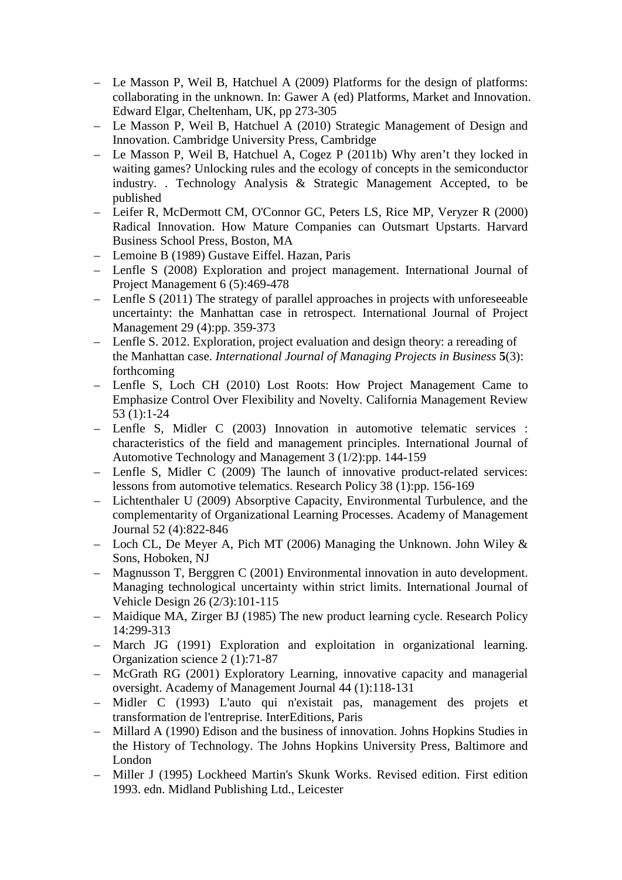- Le Masson P, Weil B, Hatchuel A (2009) Platforms for the design of platforms: collaborating in the unknown. In: Gawer A (ed) Platforms, Market and Innovation. Edward Elgar, Cheltenham, UK, pp 273-305
- Le Masson P, Weil B, Hatchuel A (2010) Strategic Management of Design and Innovation. Cambridge University Press, Cambridge
- Le Masson P, Weil B, Hatchuel A, Cogez P (2011b) Why aren't they locked in waiting games? Unlocking rules and the ecology of concepts in the semiconductor industry. . Technology Analysis & Strategic Management Accepted, to be published
- Leifer R, McDermott CM, O'Connor GC, Peters LS, Rice MP, Veryzer R (2000) Radical Innovation. How Mature Companies can Outsmart Upstarts. Harvard Business School Press, Boston, MA
- Lemoine B (1989) Gustave Eiffel. Hazan, Paris
- Lenfle S (2008) Exploration and project management. International Journal of Project Management 6 (5):469-478
- Lenfle S (2011) The strategy of parallel approaches in projects with unforeseeable uncertainty: the Manhattan case in retrospect. International Journal of Project Management 29 (4):pp. 359-373
- Lenfle S. 2012. Exploration, project evaluation and design theory: a rereading of the Manhattan case. *International Journal of Managing Projects in Business* **5**(3): forthcoming
- Lenfle S, Loch CH (2010) Lost Roots: How Project Management Came to Emphasize Control Over Flexibility and Novelty. California Management Review 53 (1):1-24
- Lenfle S, Midler C (2003) Innovation in automotive telematic services : characteristics of the field and management principles. International Journal of Automotive Technology and Management 3 (1/2):pp. 144-159
- Lenfle S, Midler C (2009) The launch of innovative product-related services: lessons from automotive telematics. Research Policy 38 (1):pp. 156-169
- Lichtenthaler U (2009) Absorptive Capacity, Environmental Turbulence, and the complementarity of Organizational Learning Processes. Academy of Management Journal 52 (4):822-846
- Loch CL, De Meyer A, Pich MT (2006) Managing the Unknown. John Wiley & Sons, Hoboken, NJ
- Magnusson T, Berggren C (2001) Environmental innovation in auto development. Managing technological uncertainty within strict limits. International Journal of Vehicle Design 26 (2/3):101-115
- Maidique MA, Zirger BJ (1985) The new product learning cycle. Research Policy 14:299-313
- March JG (1991) Exploration and exploitation in organizational learning. Organization science 2 (1):71-87
- McGrath RG (2001) Exploratory Learning, innovative capacity and managerial oversight. Academy of Management Journal 44 (1):118-131
- Midler C (1993) L'auto qui n'existait pas, management des projets et transformation de l'entreprise. InterEditions, Paris
- Millard A (1990) Edison and the business of innovation. Johns Hopkins Studies in the History of Technology. The Johns Hopkins University Press, Baltimore and London
- Miller J (1995) Lockheed Martin's Skunk Works. Revised edition. First edition 1993. edn. Midland Publishing Ltd., Leicester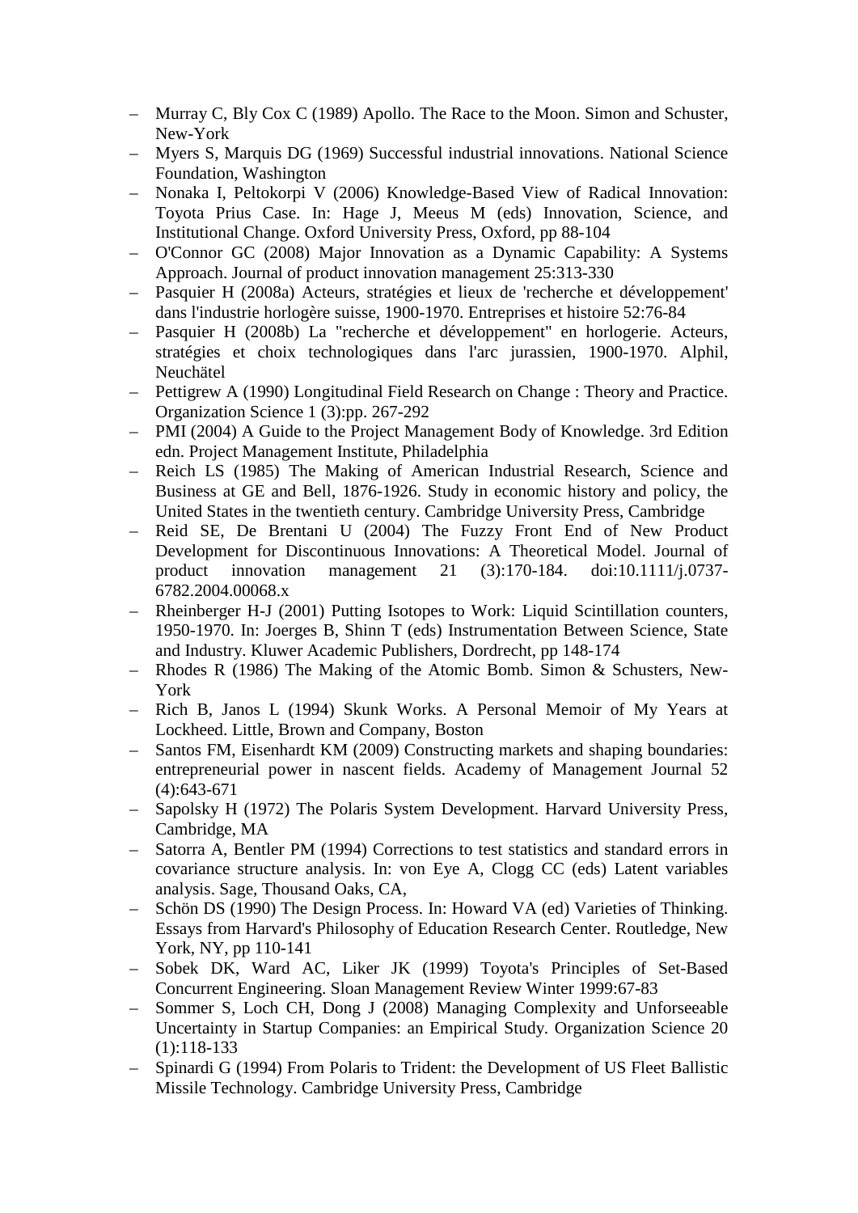- Murray C, Bly Cox C (1989) Apollo. The Race to the Moon. Simon and Schuster, New-York
- Myers S, Marquis DG (1969) Successful industrial innovations. National Science Foundation, Washington
- Nonaka I, Peltokorpi V (2006) Knowledge-Based View of Radical Innovation: Toyota Prius Case. In: Hage J, Meeus M (eds) Innovation, Science, and Institutional Change. Oxford University Press, Oxford, pp 88-104
- O'Connor GC (2008) Major Innovation as a Dynamic Capability: A Systems Approach. Journal of product innovation management 25:313-330
- Pasquier H (2008a) Acteurs, stratégies et lieux de 'recherche et développement' dans l'industrie horlogère suisse, 1900-1970. Entreprises et histoire 52:76-84
- Pasquier H (2008b) La "recherche et développement" en horlogerie. Acteurs, stratégies et choix technologiques dans l'arc jurassien, 1900-1970. Alphil, Neuchätel
- Pettigrew A (1990) Longitudinal Field Research on Change : Theory and Practice. Organization Science 1 (3):pp. 267-292
- PMI (2004) A Guide to the Project Management Body of Knowledge. 3rd Edition edn. Project Management Institute, Philadelphia
- Reich LS (1985) The Making of American Industrial Research, Science and Business at GE and Bell, 1876-1926. Study in economic history and policy, the United States in the twentieth century. Cambridge University Press, Cambridge
- Reid SE, De Brentani U (2004) The Fuzzy Front End of New Product Development for Discontinuous Innovations: A Theoretical Model. Journal of product innovation management 21 (3):170-184. doi:10.1111/j.0737-6782.2004.00068.x
- Rheinberger H-J (2001) Putting Isotopes to Work: Liquid Scintillation counters, 1950-1970. In: Joerges B, Shinn T (eds) Instrumentation Between Science, State and Industry. Kluwer Academic Publishers, Dordrecht, pp 148-174
- Rhodes R (1986) The Making of the Atomic Bomb. Simon & Schusters, New-York
- Rich B, Janos L (1994) Skunk Works. A Personal Memoir of My Years at Lockheed. Little, Brown and Company, Boston
- Santos FM, Eisenhardt KM (2009) Constructing markets and shaping boundaries: entrepreneurial power in nascent fields. Academy of Management Journal 52 (4):643-671
- Sapolsky H (1972) The Polaris System Development. Harvard University Press, Cambridge, MA
- Satorra A, Bentler PM (1994) Corrections to test statistics and standard errors in covariance structure analysis. In: von Eye A, Clogg CC (eds) Latent variables analysis. Sage, Thousand Oaks, CA,
- Schön DS (1990) The Design Process. In: Howard VA (ed) Varieties of Thinking. Essays from Harvard's Philosophy of Education Research Center. Routledge, New York, NY, pp 110-141
- Sobek DK, Ward AC, Liker JK (1999) Toyota's Principles of Set-Based Concurrent Engineering. Sloan Management Review Winter 1999:67-83
- Sommer S, Loch CH, Dong J (2008) Managing Complexity and Unforseeable Uncertainty in Startup Companies: an Empirical Study. Organization Science 20 (1):118-133
- Spinardi G (1994) From Polaris to Trident: the Development of US Fleet Ballistic Missile Technology. Cambridge University Press, Cambridge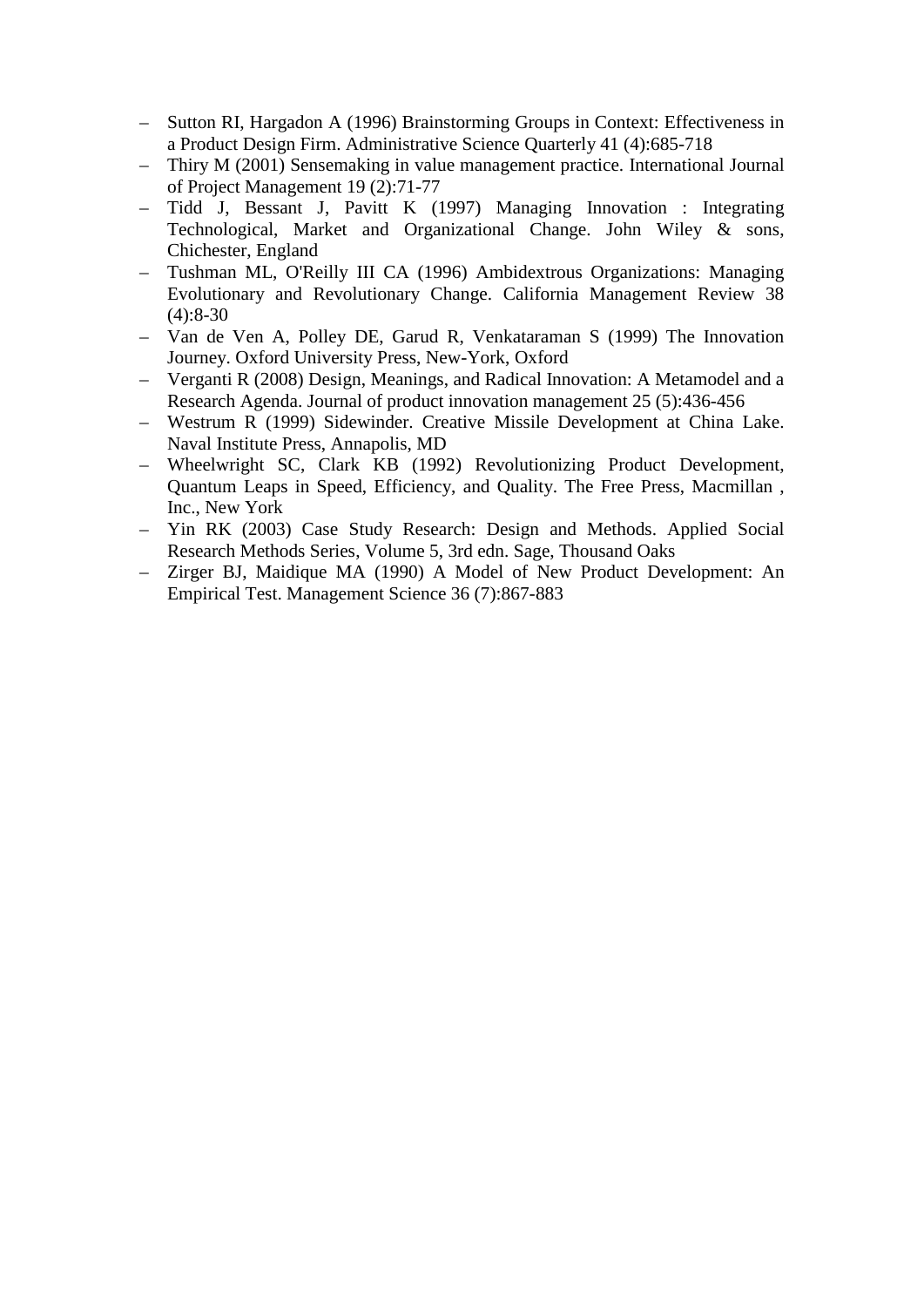- Sutton RI, Hargadon A (1996) Brainstorming Groups in Context: Effectiveness in a Product Design Firm. Administrative Science Quarterly 41 (4):685-718
- Thiry M (2001) Sensemaking in value management practice. International Journal of Project Management 19 (2):71-77
- Tidd J, Bessant J, Pavitt K (1997) Managing Innovation : Integrating Technological, Market and Organizational Change. John Wiley & sons, Chichester, England
- Tushman ML, O'Reilly III CA (1996) Ambidextrous Organizations: Managing Evolutionary and Revolutionary Change. California Management Review 38 (4):8-30
- Van de Ven A, Polley DE, Garud R, Venkataraman S (1999) The Innovation Journey. Oxford University Press, New-York, Oxford
- Verganti R (2008) Design, Meanings, and Radical Innovation: A Metamodel and a Research Agenda. Journal of product innovation management 25 (5):436-456
- Westrum R (1999) Sidewinder. Creative Missile Development at China Lake. Naval Institute Press, Annapolis, MD
- Wheelwright SC, Clark KB (1992) Revolutionizing Product Development, Quantum Leaps in Speed, Efficiency, and Quality. The Free Press, Macmillan , Inc., New York
- Yin RK (2003) Case Study Research: Design and Methods. Applied Social Research Methods Series, Volume 5, 3rd edn. Sage, Thousand Oaks
- Zirger BJ, Maidique MA (1990) A Model of New Product Development: An Empirical Test. Management Science 36 (7):867-883